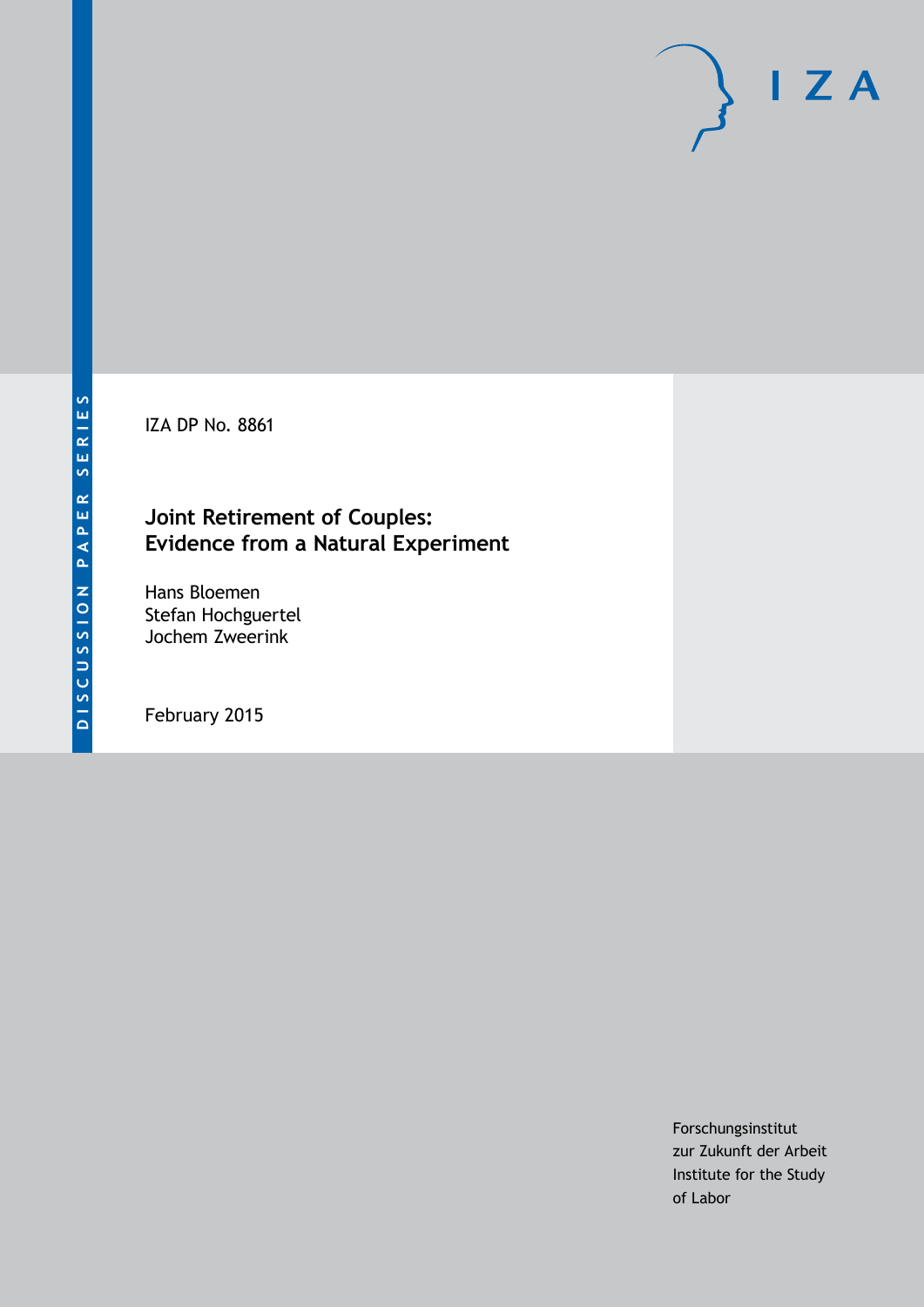DISCUSSION PAPER SERIES

IZA DP No. 8861

# Joint Retirement of Couples: Evidence from a Natural Experiment

Hans Bloemen
Stefan Hochguertel
Jochem Zweerink

February 2015

Forschungsinstitut
zur Zukunft der Arbeit
Institute for the Study
of Labor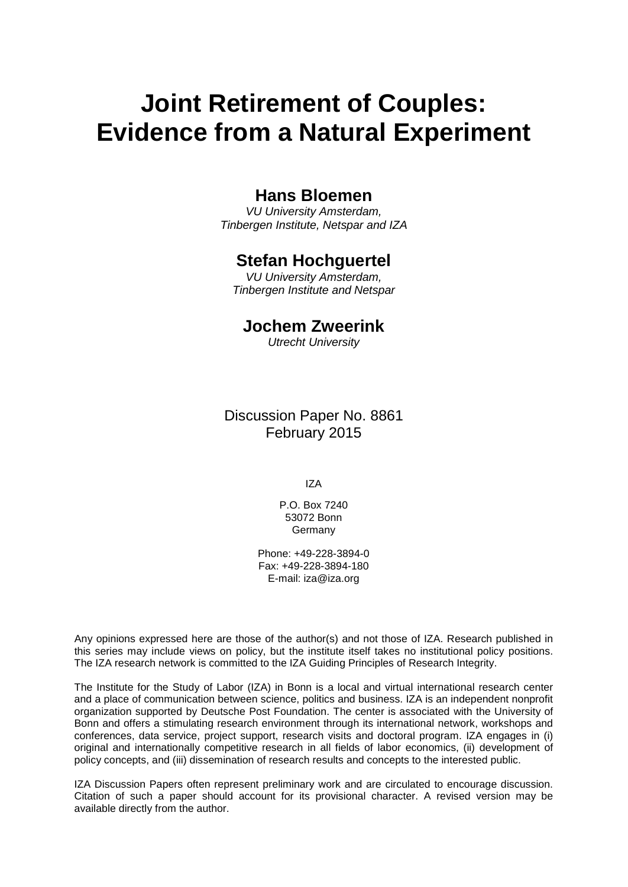# Joint Retirement of Couples: Evidence from a Natural Experiment

**Hans Bloemen**
*VU University Amsterdam, Tinbergen Institute, Netspar and IZA*

**Stefan Hochguertel**
*VU University Amsterdam, Tinbergen Institute and Netspar*

**Jochem Zweerink**
*Utrecht University*

Discussion Paper No. 8861
February 2015

IZA

P.O. Box 7240
53072 Bonn
Germany

Phone: +49-228-3894-0
Fax: +49-228-3894-180
E-mail: iza@iza.org

Any opinions expressed here are those of the author(s) and not those of IZA. Research published in this series may include views on policy, but the institute itself takes no institutional policy positions. The IZA research network is committed to the IZA Guiding Principles of Research Integrity.

The Institute for the Study of Labor (IZA) in Bonn is a local and virtual international research center and a place of communication between science, politics and business. IZA is an independent nonprofit organization supported by Deutsche Post Foundation. The center is associated with the University of Bonn and offers a stimulating research environment through its international network, workshops and conferences, data service, project support, research visits and doctoral program. IZA engages in (i) original and internationally competitive research in all fields of labor economics, (ii) development of policy concepts, and (iii) dissemination of research results and concepts to the interested public.

IZA Discussion Papers often represent preliminary work and are circulated to encourage discussion. Citation of such a paper should account for its provisional character. A revised version may be available directly from the author.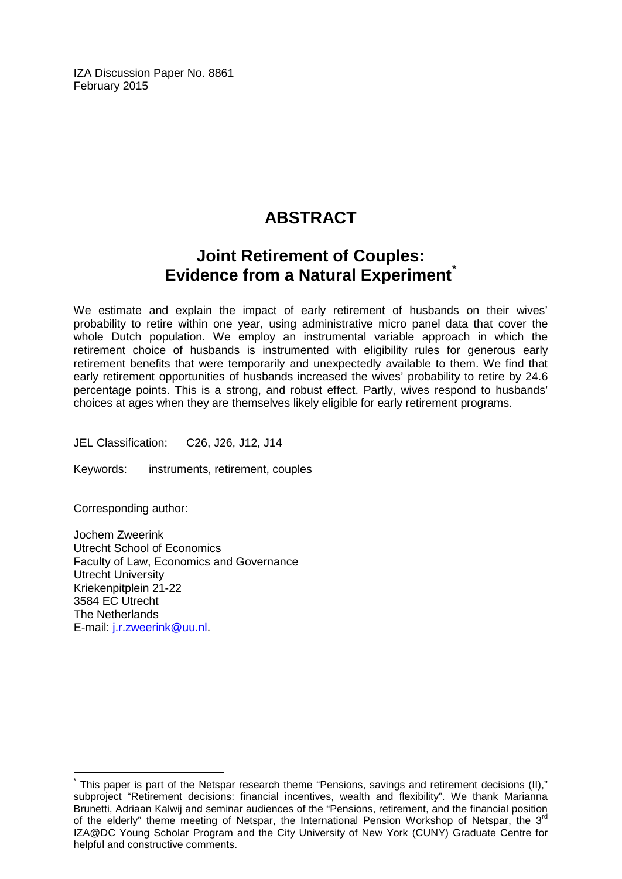IZA Discussion Paper No. 8861
February 2015

# ABSTRACT

## Joint Retirement of Couples: Evidence from a Natural Experiment*

We estimate and explain the impact of early retirement of husbands on their wives' probability to retire within one year, using administrative micro panel data that cover the whole Dutch population. We employ an instrumental variable approach in which the retirement choice of husbands is instrumented with eligibility rules for generous early retirement benefits that were temporarily and unexpectedly available to them. We find that early retirement opportunities of husbands increased the wives' probability to retire by 24.6 percentage points. This is a strong, and robust effect. Partly, wives respond to husbands' choices at ages when they are themselves likely eligible for early retirement programs.

JEL Classification: C26, J26, J12, J14

Keywords: instruments, retirement, couples

Corresponding author:

Jochem Zweerink
Utrecht School of Economics
Faculty of Law, Economics and Governance
Utrecht University
Kriekenpitplein 21-22
3584 EC Utrecht
The Netherlands
E-mail: j.r.zweerink@uu.nl

---

* This paper is part of the Netspar research theme "Pensions, savings and retirement decisions (II)," subproject "Retirement decisions: financial incentives, wealth and flexibility". We thank Marianna Brunetti, Adriaan Kalwij and seminar audiences of the "Pensions, retirement, and the financial position of the elderly" theme meeting of Netspar, the International Pension Workshop of Netspar, the 3rd IZA@DC Young Scholar Program and the City University of New York (CUNY) Graduate Centre for helpful and constructive comments.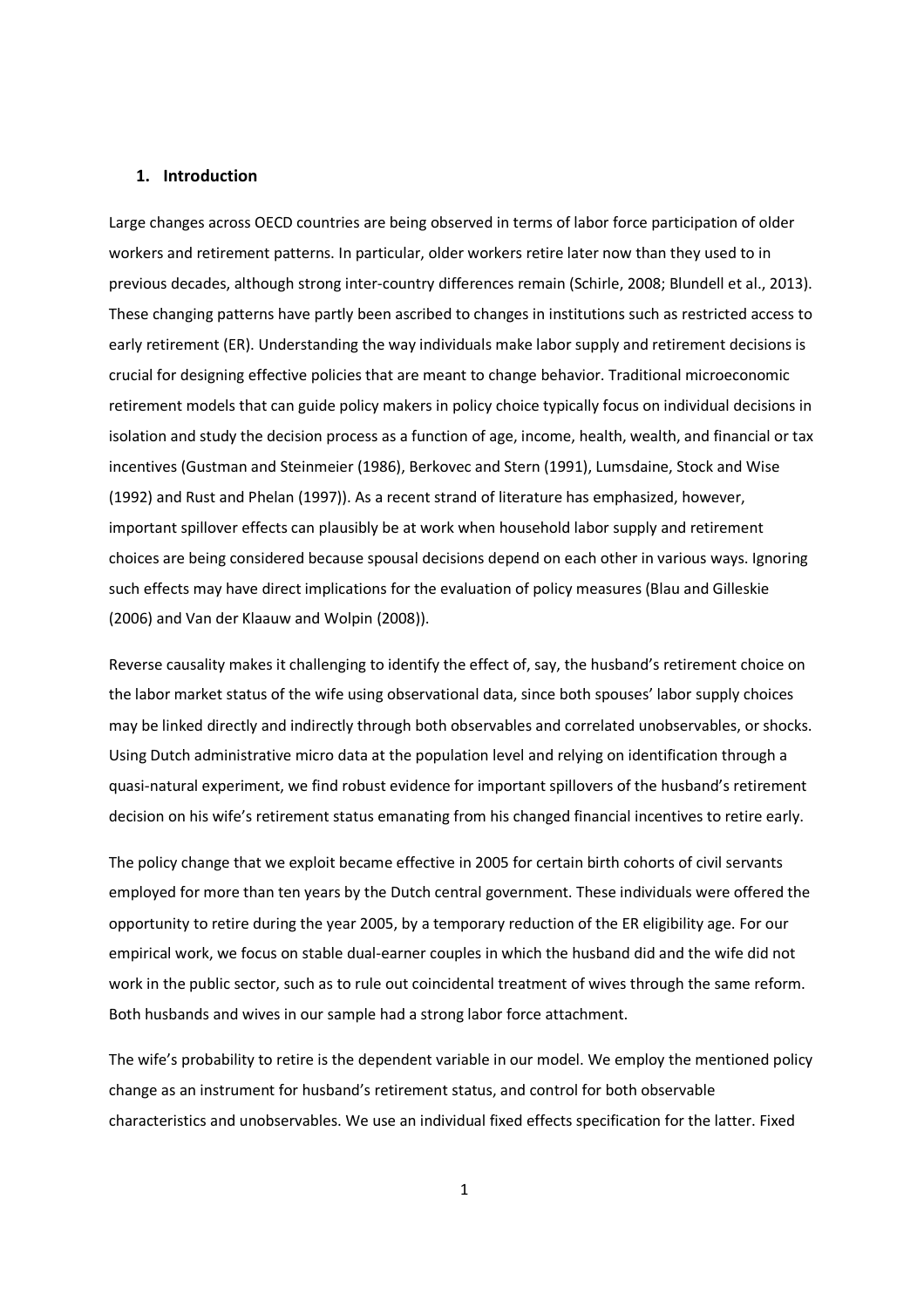## 1. Introduction

Large changes across OECD countries are being observed in terms of labor force participation of older workers and retirement patterns. In particular, older workers retire later now than they used to in previous decades, although strong inter-country differences remain (Schirle, 2008; Blundell et al., 2013). These changing patterns have partly been ascribed to changes in institutions such as restricted access to early retirement (ER). Understanding the way individuals make labor supply and retirement decisions is crucial for designing effective policies that are meant to change behavior. Traditional microeconomic retirement models that can guide policy makers in policy choice typically focus on individual decisions in isolation and study the decision process as a function of age, income, health, wealth, and financial or tax incentives (Gustman and Steinmeier (1986), Berkovec and Stern (1991), Lumsdaine, Stock and Wise (1992) and Rust and Phelan (1997)). As a recent strand of literature has emphasized, however, important spillover effects can plausibly be at work when household labor supply and retirement choices are being considered because spousal decisions depend on each other in various ways. Ignoring such effects may have direct implications for the evaluation of policy measures (Blau and Gilleskie (2006) and Van der Klaauw and Wolpin (2008)).

Reverse causality makes it challenging to identify the effect of, say, the husband's retirement choice on the labor market status of the wife using observational data, since both spouses' labor supply choices may be linked directly and indirectly through both observables and correlated unobservables, or shocks. Using Dutch administrative micro data at the population level and relying on identification through a quasi-natural experiment, we find robust evidence for important spillovers of the husband's retirement decision on his wife's retirement status emanating from his changed financial incentives to retire early.

The policy change that we exploit became effective in 2005 for certain birth cohorts of civil servants employed for more than ten years by the Dutch central government. These individuals were offered the opportunity to retire during the year 2005, by a temporary reduction of the ER eligibility age. For our empirical work, we focus on stable dual-earner couples in which the husband did and the wife did not work in the public sector, such as to rule out coincidental treatment of wives through the same reform. Both husbands and wives in our sample had a strong labor force attachment.

The wife's probability to retire is the dependent variable in our model. We employ the mentioned policy change as an instrument for husband's retirement status, and control for both observable characteristics and unobservables. We use an individual fixed effects specification for the latter. Fixed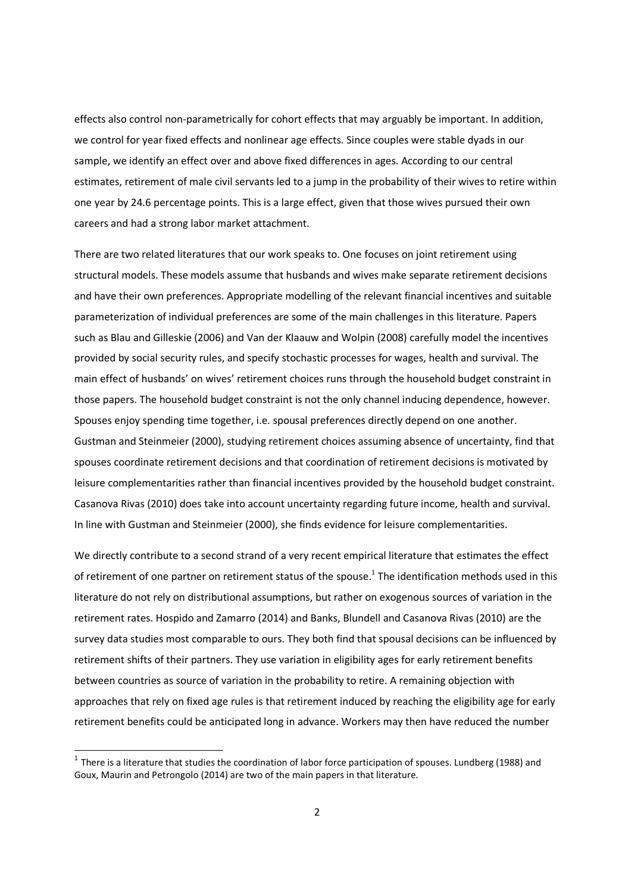effects also control non-parametrically for cohort effects that may arguably be important. In addition, we control for year fixed effects and nonlinear age effects. Since couples were stable dyads in our sample, we identify an effect over and above fixed differences in ages. According to our central estimates, retirement of male civil servants led to a jump in the probability of their wives to retire within one year by 24.6 percentage points. This is a large effect, given that those wives pursued their own careers and had a strong labor market attachment.

There are two related literatures that our work speaks to. One focuses on joint retirement using structural models. These models assume that husbands and wives make separate retirement decisions and have their own preferences. Appropriate modelling of the relevant financial incentives and suitable parameterization of individual preferences are some of the main challenges in this literature. Papers such as Blau and Gilleskie (2006) and Van der Klaauw and Wolpin (2008) carefully model the incentives provided by social security rules, and specify stochastic processes for wages, health and survival. The main effect of husbands' on wives' retirement choices runs through the household budget constraint in those papers. The household budget constraint is not the only channel inducing dependence, however. Spouses enjoy spending time together, i.e. spousal preferences directly depend on one another. Gustman and Steinmeier (2000), studying retirement choices assuming absence of uncertainty, find that spouses coordinate retirement decisions and that coordination of retirement decisions is motivated by leisure complementarities rather than financial incentives provided by the household budget constraint. Casanova Rivas (2010) does take into account uncertainty regarding future income, health and survival. In line with Gustman and Steinmeier (2000), she finds evidence for leisure complementarities.

We directly contribute to a second strand of a very recent empirical literature that estimates the effect of retirement of one partner on retirement status of the spouse.[1] The identification methods used in this literature do not rely on distributional assumptions, but rather on exogenous sources of variation in the retirement rates. Hospido and Zamarro (2014) and Banks, Blundell and Casanova Rivas (2010) are the survey data studies most comparable to ours. They both find that spousal decisions can be influenced by retirement shifts of their partners. They use variation in eligibility ages for early retirement benefits between countries as source of variation in the probability to retire. A remaining objection with approaches that rely on fixed age rules is that retirement induced by reaching the eligibility age for early retirement benefits could be anticipated long in advance. Workers may then have reduced the number

[1] There is a literature that studies the coordination of labor force participation of spouses. Lundberg (1988) and Goux, Maurin and Petrongolo (2014) are two of the main papers in that literature.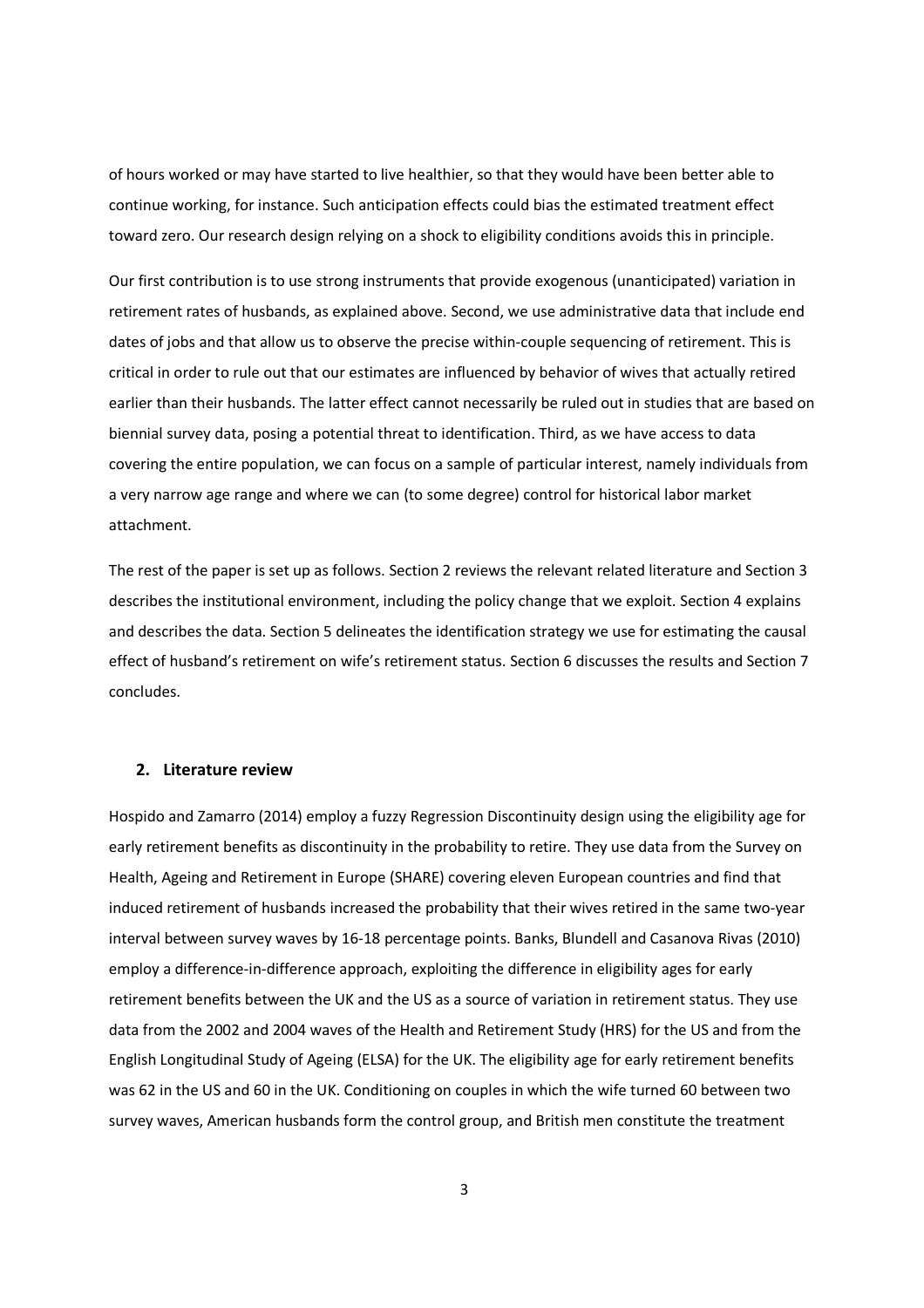of hours worked or may have started to live healthier, so that they would have been better able to continue working, for instance. Such anticipation effects could bias the estimated treatment effect toward zero. Our research design relying on a shock to eligibility conditions avoids this in principle.

Our first contribution is to use strong instruments that provide exogenous (unanticipated) variation in retirement rates of husbands, as explained above. Second, we use administrative data that include end dates of jobs and that allow us to observe the precise within-couple sequencing of retirement. This is critical in order to rule out that our estimates are influenced by behavior of wives that actually retired earlier than their husbands. The latter effect cannot necessarily be ruled out in studies that are based on biennial survey data, posing a potential threat to identification. Third, as we have access to data covering the entire population, we can focus on a sample of particular interest, namely individuals from a very narrow age range and where we can (to some degree) control for historical labor market attachment.

The rest of the paper is set up as follows. Section 2 reviews the relevant related literature and Section 3 describes the institutional environment, including the policy change that we exploit. Section 4 explains and describes the data. Section 5 delineates the identification strategy we use for estimating the causal effect of husband's retirement on wife's retirement status. Section 6 discusses the results and Section 7 concludes.

## 2. Literature review

Hospido and Zamarro (2014) employ a fuzzy Regression Discontinuity design using the eligibility age for early retirement benefits as discontinuity in the probability to retire. They use data from the Survey on Health, Ageing and Retirement in Europe (SHARE) covering eleven European countries and find that induced retirement of husbands increased the probability that their wives retired in the same two-year interval between survey waves by 16-18 percentage points. Banks, Blundell and Casanova Rivas (2010) employ a difference-in-difference approach, exploiting the difference in eligibility ages for early retirement benefits between the UK and the US as a source of variation in retirement status. They use data from the 2002 and 2004 waves of the Health and Retirement Study (HRS) for the US and from the English Longitudinal Study of Ageing (ELSA) for the UK. The eligibility age for early retirement benefits was 62 in the US and 60 in the UK. Conditioning on couples in which the wife turned 60 between two survey waves, American husbands form the control group, and British men constitute the treatment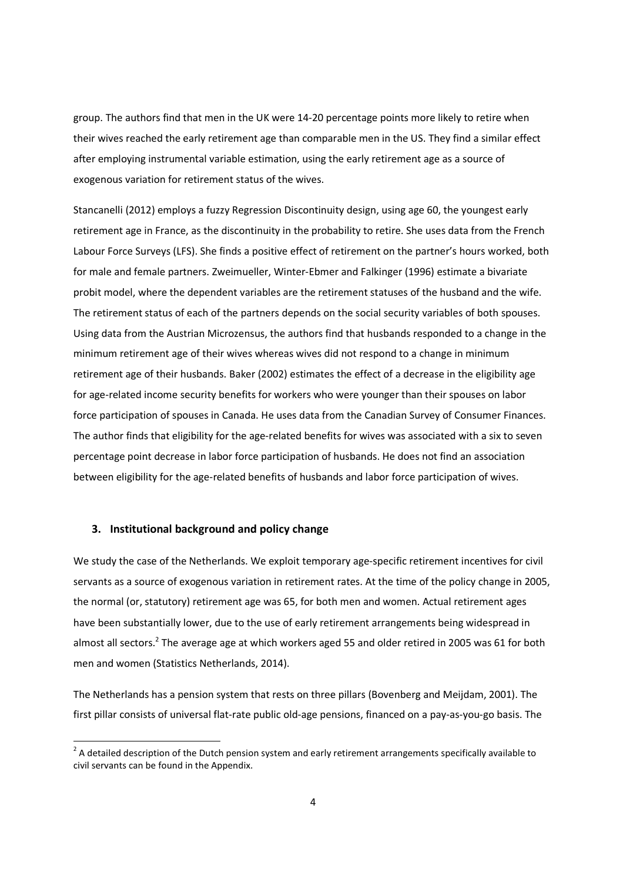group. The authors find that men in the UK were 14-20 percentage points more likely to retire when their wives reached the early retirement age than comparable men in the US. They find a similar effect after employing instrumental variable estimation, using the early retirement age as a source of exogenous variation for retirement status of the wives.

Stancanelli (2012) employs a fuzzy Regression Discontinuity design, using age 60, the youngest early retirement age in France, as the discontinuity in the probability to retire. She uses data from the French Labour Force Surveys (LFS). She finds a positive effect of retirement on the partner's hours worked, both for male and female partners. Zweimueller, Winter-Ebmer and Falkinger (1996) estimate a bivariate probit model, where the dependent variables are the retirement statuses of the husband and the wife. The retirement status of each of the partners depends on the social security variables of both spouses. Using data from the Austrian Microzensus, the authors find that husbands responded to a change in the minimum retirement age of their wives whereas wives did not respond to a change in minimum retirement age of their husbands. Baker (2002) estimates the effect of a decrease in the eligibility age for age-related income security benefits for workers who were younger than their spouses on labor force participation of spouses in Canada. He uses data from the Canadian Survey of Consumer Finances. The author finds that eligibility for the age-related benefits for wives was associated with a six to seven percentage point decrease in labor force participation of husbands. He does not find an association between eligibility for the age-related benefits of husbands and labor force participation of wives.

## 3. Institutional background and policy change

We study the case of the Netherlands. We exploit temporary age-specific retirement incentives for civil servants as a source of exogenous variation in retirement rates. At the time of the policy change in 2005, the normal (or, statutory) retirement age was 65, for both men and women. Actual retirement ages have been substantially lower, due to the use of early retirement arrangements being widespread in almost all sectors.[2] The average age at which workers aged 55 and older retired in 2005 was 61 for both men and women (Statistics Netherlands, 2014).

The Netherlands has a pension system that rests on three pillars (Bovenberg and Meijdam, 2001). The first pillar consists of universal flat-rate public old-age pensions, financed on a pay-as-you-go basis. The

[2] A detailed description of the Dutch pension system and early retirement arrangements specifically available to civil servants can be found in the Appendix.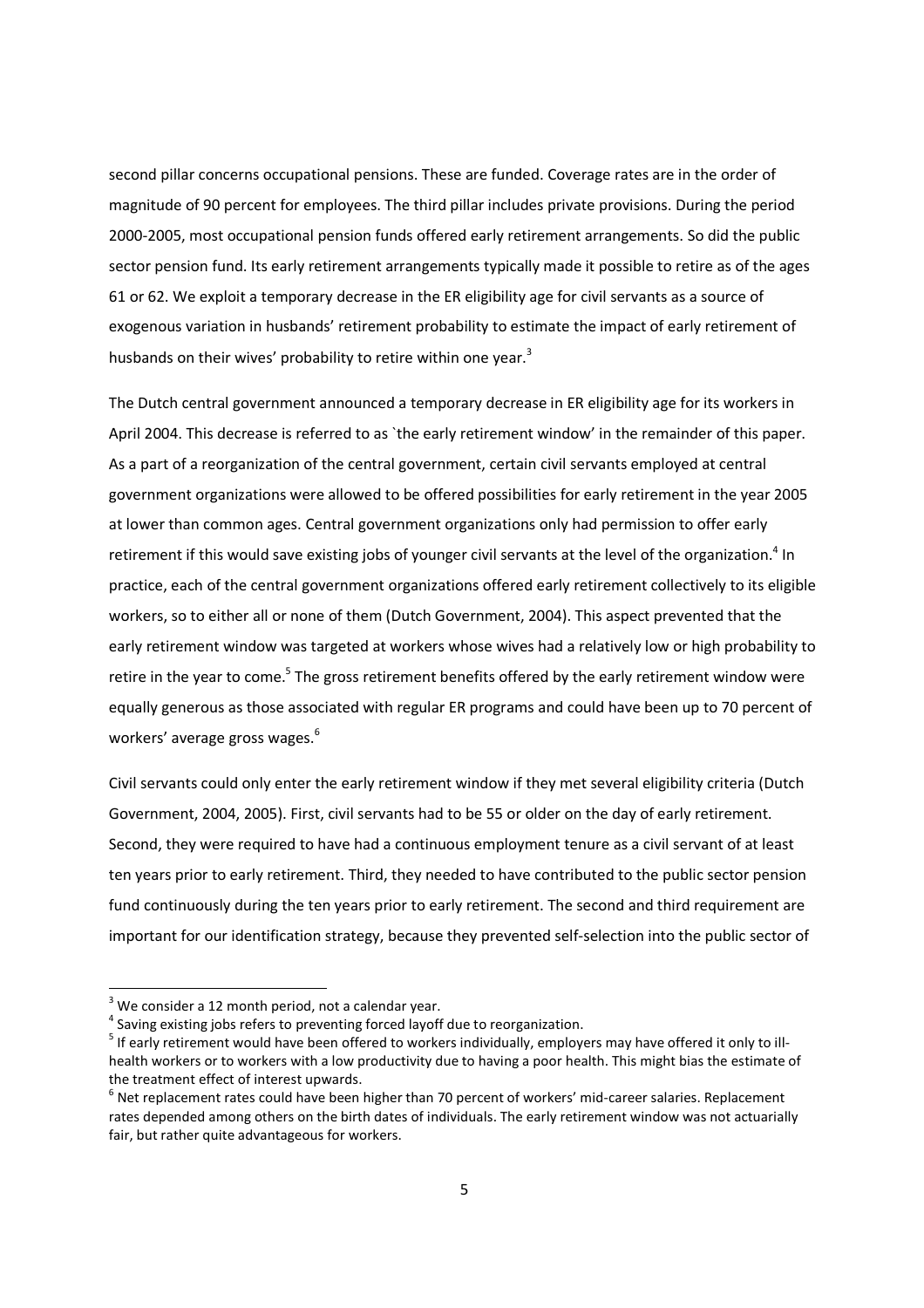second pillar concerns occupational pensions. These are funded. Coverage rates are in the order of magnitude of 90 percent for employees. The third pillar includes private provisions. During the period 2000-2005, most occupational pension funds offered early retirement arrangements. So did the public sector pension fund. Its early retirement arrangements typically made it possible to retire as of the ages 61 or 62. We exploit a temporary decrease in the ER eligibility age for civil servants as a source of exogenous variation in husbands' retirement probability to estimate the impact of early retirement of husbands on their wives' probability to retire within one year.[3]

The Dutch central government announced a temporary decrease in ER eligibility age for its workers in April 2004. This decrease is referred to as `the early retirement window' in the remainder of this paper. As a part of a reorganization of the central government, certain civil servants employed at central government organizations were allowed to be offered possibilities for early retirement in the year 2005 at lower than common ages. Central government organizations only had permission to offer early retirement if this would save existing jobs of younger civil servants at the level of the organization.[4] In practice, each of the central government organizations offered early retirement collectively to its eligible workers, so to either all or none of them (Dutch Government, 2004). This aspect prevented that the early retirement window was targeted at workers whose wives had a relatively low or high probability to retire in the year to come.[5] The gross retirement benefits offered by the early retirement window were equally generous as those associated with regular ER programs and could have been up to 70 percent of workers' average gross wages.[6]

Civil servants could only enter the early retirement window if they met several eligibility criteria (Dutch Government, 2004, 2005). First, civil servants had to be 55 or older on the day of early retirement. Second, they were required to have had a continuous employment tenure as a civil servant of at least ten years prior to early retirement. Third, they needed to have contributed to the public sector pension fund continuously during the ten years prior to early retirement. The second and third requirement are important for our identification strategy, because they prevented self-selection into the public sector of

---

[3] We consider a 12 month period, not a calendar year.

[4] Saving existing jobs refers to preventing forced layoff due to reorganization.

[5] If early retirement would have been offered to workers individually, employers may have offered it only to ill-health workers or to workers with a low productivity due to having a poor health. This might bias the estimate of the treatment effect of interest upwards.

[6] Net replacement rates could have been higher than 70 percent of workers' mid-career salaries. Replacement rates depended among others on the birth dates of individuals. The early retirement window was not actuarially fair, but rather quite advantageous for workers.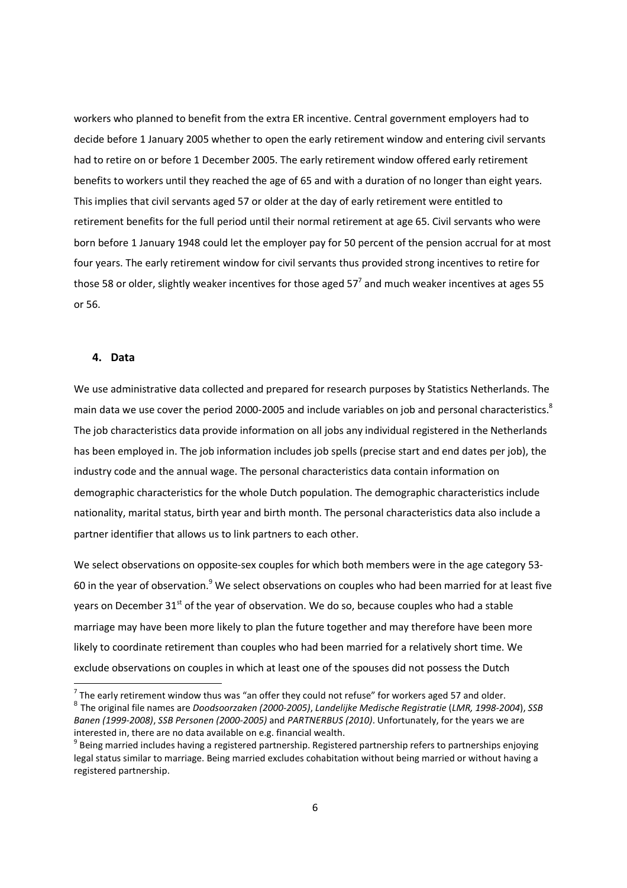workers who planned to benefit from the extra ER incentive. Central government employers had to decide before 1 January 2005 whether to open the early retirement window and entering civil servants had to retire on or before 1 December 2005. The early retirement window offered early retirement benefits to workers until they reached the age of 65 and with a duration of no longer than eight years. This implies that civil servants aged 57 or older at the day of early retirement were entitled to retirement benefits for the full period until their normal retirement at age 65. Civil servants who were born before 1 January 1948 could let the employer pay for 50 percent of the pension accrual for at most four years. The early retirement window for civil servants thus provided strong incentives to retire for those 58 or older, slightly weaker incentives for those aged 57[7] and much weaker incentives at ages 55 or 56.

## 4. Data

We use administrative data collected and prepared for research purposes by Statistics Netherlands. The main data we use cover the period 2000-2005 and include variables on job and personal characteristics.[8] The job characteristics data provide information on all jobs any individual registered in the Netherlands has been employed in. The job information includes job spells (precise start and end dates per job), the industry code and the annual wage. The personal characteristics data contain information on demographic characteristics for the whole Dutch population. The demographic characteristics include nationality, marital status, birth year and birth month. The personal characteristics data also include a partner identifier that allows us to link partners to each other.

We select observations on opposite-sex couples for which both members were in the age category 53-60 in the year of observation.[9] We select observations on couples who had been married for at least five years on December 31st of the year of observation. We do so, because couples who had a stable marriage may have been more likely to plan the future together and may therefore have been more likely to coordinate retirement than couples who had been married for a relatively short time. We exclude observations on couples in which at least one of the spouses did not possess the Dutch

[7] The early retirement window thus was "an offer they could not refuse" for workers aged 57 and older.

[8] The original file names are *Doodsoorzaken (2000-2005)*, *Landelijke Medische Registratie* (*LMR, 1998-2004*), *SSB Banen (1999-2008)*, *SSB Personen (2000-2005)* and *PARTNERBUS (2010)*. Unfortunately, for the years we are interested in, there are no data available on e.g. financial wealth.

[9] Being married includes having a registered partnership. Registered partnership refers to partnerships enjoying legal status similar to marriage. Being married excludes cohabitation without being married or without having a registered partnership.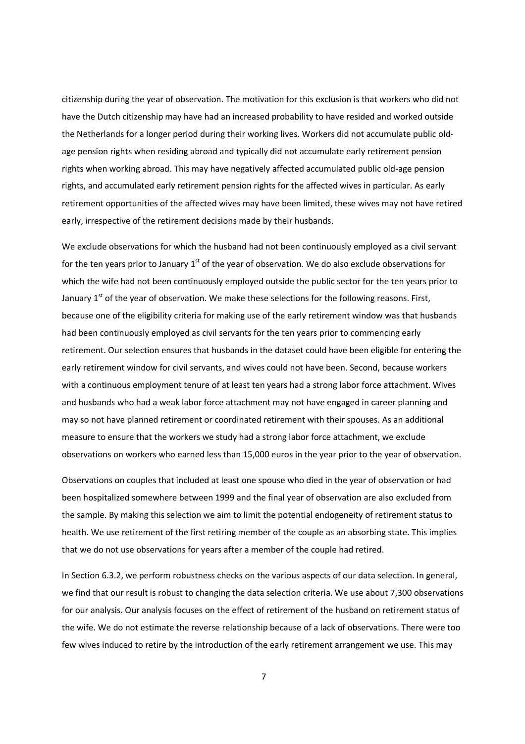citizenship during the year of observation. The motivation for this exclusion is that workers who did not have the Dutch citizenship may have had an increased probability to have resided and worked outside the Netherlands for a longer period during their working lives. Workers did not accumulate public old-age pension rights when residing abroad and typically did not accumulate early retirement pension rights when working abroad. This may have negatively affected accumulated public old-age pension rights, and accumulated early retirement pension rights for the affected wives in particular. As early retirement opportunities of the affected wives may have been limited, these wives may not have retired early, irrespective of the retirement decisions made by their husbands.

We exclude observations for which the husband had not been continuously employed as a civil servant for the ten years prior to January 1st of the year of observation. We do also exclude observations for which the wife had not been continuously employed outside the public sector for the ten years prior to January 1st of the year of observation. We make these selections for the following reasons. First, because one of the eligibility criteria for making use of the early retirement window was that husbands had been continuously employed as civil servants for the ten years prior to commencing early retirement. Our selection ensures that husbands in the dataset could have been eligible for entering the early retirement window for civil servants, and wives could not have been. Second, because workers with a continuous employment tenure of at least ten years had a strong labor force attachment. Wives and husbands who had a weak labor force attachment may not have engaged in career planning and may so not have planned retirement or coordinated retirement with their spouses. As an additional measure to ensure that the workers we study had a strong labor force attachment, we exclude observations on workers who earned less than 15,000 euros in the year prior to the year of observation.

Observations on couples that included at least one spouse who died in the year of observation or had been hospitalized somewhere between 1999 and the final year of observation are also excluded from the sample. By making this selection we aim to limit the potential endogeneity of retirement status to health. We use retirement of the first retiring member of the couple as an absorbing state. This implies that we do not use observations for years after a member of the couple had retired.

In Section 6.3.2, we perform robustness checks on the various aspects of our data selection. In general, we find that our result is robust to changing the data selection criteria. We use about 7,300 observations for our analysis. Our analysis focuses on the effect of retirement of the husband on retirement status of the wife. We do not estimate the reverse relationship because of a lack of observations. There were too few wives induced to retire by the introduction of the early retirement arrangement we use. This may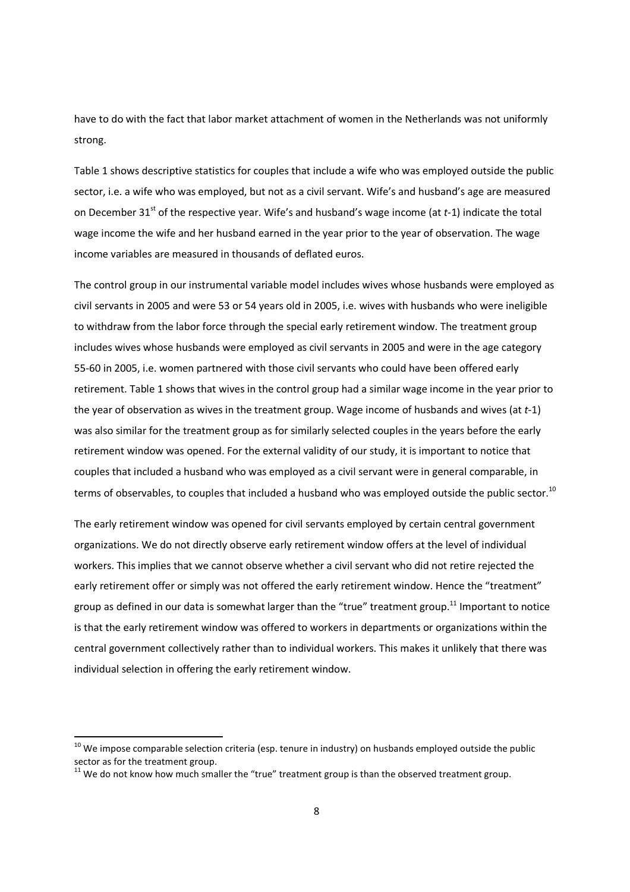have to do with the fact that labor market attachment of women in the Netherlands was not uniformly strong.

Table 1 shows descriptive statistics for couples that include a wife who was employed outside the public sector, i.e. a wife who was employed, but not as a civil servant. Wife's and husband's age are measured on December 31st of the respective year. Wife's and husband's wage income (at *t*-1) indicate the total wage income the wife and her husband earned in the year prior to the year of observation. The wage income variables are measured in thousands of deflated euros.

The control group in our instrumental variable model includes wives whose husbands were employed as civil servants in 2005 and were 53 or 54 years old in 2005, i.e. wives with husbands who were ineligible to withdraw from the labor force through the special early retirement window. The treatment group includes wives whose husbands were employed as civil servants in 2005 and were in the age category 55-60 in 2005, i.e. women partnered with those civil servants who could have been offered early retirement. Table 1 shows that wives in the control group had a similar wage income in the year prior to the year of observation as wives in the treatment group. Wage income of husbands and wives (at *t*-1) was also similar for the treatment group as for similarly selected couples in the years before the early retirement window was opened. For the external validity of our study, it is important to notice that couples that included a husband who was employed as a civil servant were in general comparable, in terms of observables, to couples that included a husband who was employed outside the public sector.[10]

The early retirement window was opened for civil servants employed by certain central government organizations. We do not directly observe early retirement window offers at the level of individual workers. This implies that we cannot observe whether a civil servant who did not retire rejected the early retirement offer or simply was not offered the early retirement window. Hence the "treatment" group as defined in our data is somewhat larger than the "true" treatment group.[11] Important to notice is that the early retirement window was offered to workers in departments or organizations within the central government collectively rather than to individual workers. This makes it unlikely that there was individual selection in offering the early retirement window.

[10] We impose comparable selection criteria (esp. tenure in industry) on husbands employed outside the public sector as for the treatment group.

[11] We do not know how much smaller the "true" treatment group is than the observed treatment group.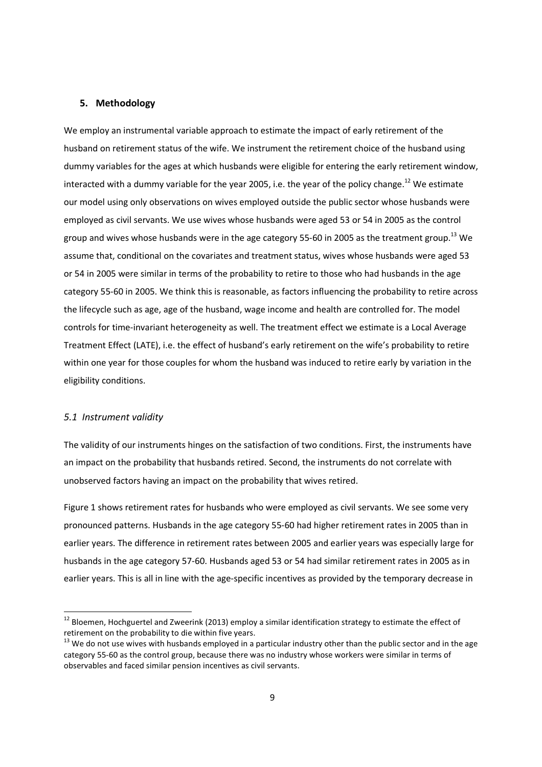## 5. Methodology

We employ an instrumental variable approach to estimate the impact of early retirement of the husband on retirement status of the wife. We instrument the retirement choice of the husband using dummy variables for the ages at which husbands were eligible for entering the early retirement window, interacted with a dummy variable for the year 2005, i.e. the year of the policy change.[12] We estimate our model using only observations on wives employed outside the public sector whose husbands were employed as civil servants. We use wives whose husbands were aged 53 or 54 in 2005 as the control group and wives whose husbands were in the age category 55-60 in 2005 as the treatment group.[13] We assume that, conditional on the covariates and treatment status, wives whose husbands were aged 53 or 54 in 2005 were similar in terms of the probability to retire to those who had husbands in the age category 55-60 in 2005. We think this is reasonable, as factors influencing the probability to retire across the lifecycle such as age, age of the husband, wage income and health are controlled for. The model controls for time-invariant heterogeneity as well. The treatment effect we estimate is a Local Average Treatment Effect (LATE), i.e. the effect of husband's early retirement on the wife's probability to retire within one year for those couples for whom the husband was induced to retire early by variation in the eligibility conditions.

### *5.1 Instrument validity*

The validity of our instruments hinges on the satisfaction of two conditions. First, the instruments have an impact on the probability that husbands retired. Second, the instruments do not correlate with unobserved factors having an impact on the probability that wives retired.

Figure 1 shows retirement rates for husbands who were employed as civil servants. We see some very pronounced patterns. Husbands in the age category 55-60 had higher retirement rates in 2005 than in earlier years. The difference in retirement rates between 2005 and earlier years was especially large for husbands in the age category 57-60. Husbands aged 53 or 54 had similar retirement rates in 2005 as in earlier years. This is all in line with the age-specific incentives as provided by the temporary decrease in

---

[12] Bloemen, Hochguertel and Zweerink (2013) employ a similar identification strategy to estimate the effect of retirement on the probability to die within five years.

[13] We do not use wives with husbands employed in a particular industry other than the public sector and in the age category 55-60 as the control group, because there was no industry whose workers were similar in terms of observables and faced similar pension incentives as civil servants.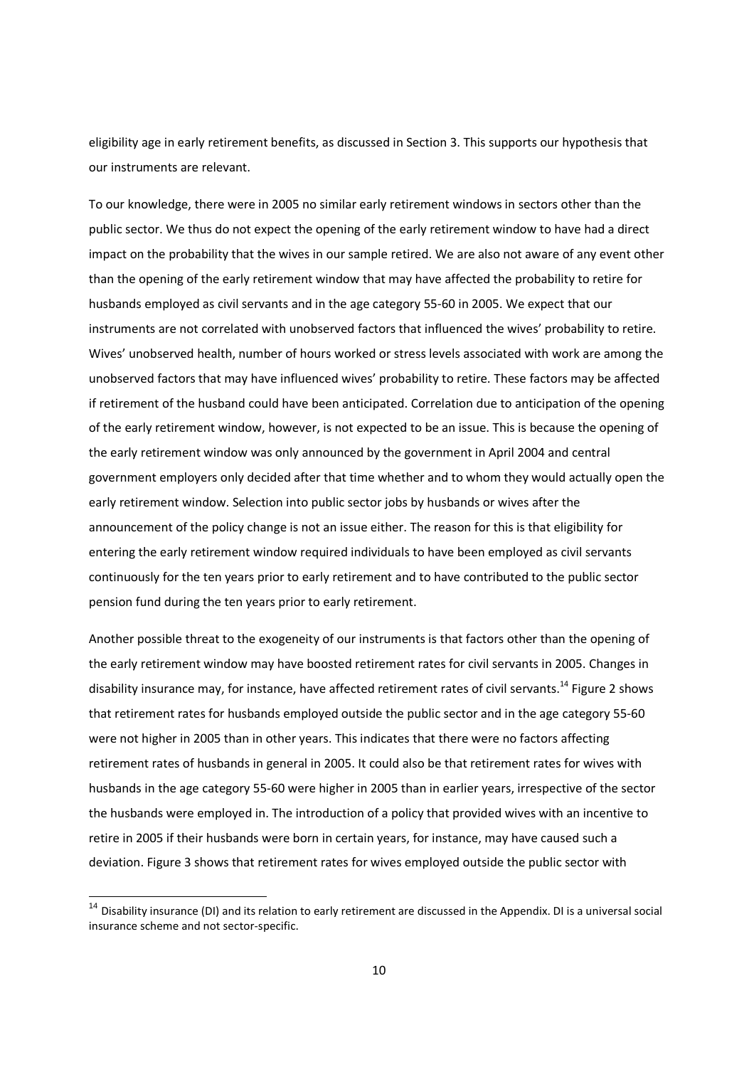eligibility age in early retirement benefits, as discussed in Section 3. This supports our hypothesis that our instruments are relevant.

To our knowledge, there were in 2005 no similar early retirement windows in sectors other than the public sector. We thus do not expect the opening of the early retirement window to have had a direct impact on the probability that the wives in our sample retired. We are also not aware of any event other than the opening of the early retirement window that may have affected the probability to retire for husbands employed as civil servants and in the age category 55-60 in 2005. We expect that our instruments are not correlated with unobserved factors that influenced the wives' probability to retire. Wives' unobserved health, number of hours worked or stress levels associated with work are among the unobserved factors that may have influenced wives' probability to retire. These factors may be affected if retirement of the husband could have been anticipated. Correlation due to anticipation of the opening of the early retirement window, however, is not expected to be an issue. This is because the opening of the early retirement window was only announced by the government in April 2004 and central government employers only decided after that time whether and to whom they would actually open the early retirement window. Selection into public sector jobs by husbands or wives after the announcement of the policy change is not an issue either. The reason for this is that eligibility for entering the early retirement window required individuals to have been employed as civil servants continuously for the ten years prior to early retirement and to have contributed to the public sector pension fund during the ten years prior to early retirement.

Another possible threat to the exogeneity of our instruments is that factors other than the opening of the early retirement window may have boosted retirement rates for civil servants in 2005. Changes in disability insurance may, for instance, have affected retirement rates of civil servants.[14] Figure 2 shows that retirement rates for husbands employed outside the public sector and in the age category 55-60 were not higher in 2005 than in other years. This indicates that there were no factors affecting retirement rates of husbands in general in 2005. It could also be that retirement rates for wives with husbands in the age category 55-60 were higher in 2005 than in earlier years, irrespective of the sector the husbands were employed in. The introduction of a policy that provided wives with an incentive to retire in 2005 if their husbands were born in certain years, for instance, may have caused such a deviation. Figure 3 shows that retirement rates for wives employed outside the public sector with

[14] Disability insurance (DI) and its relation to early retirement are discussed in the Appendix. DI is a universal social insurance scheme and not sector-specific.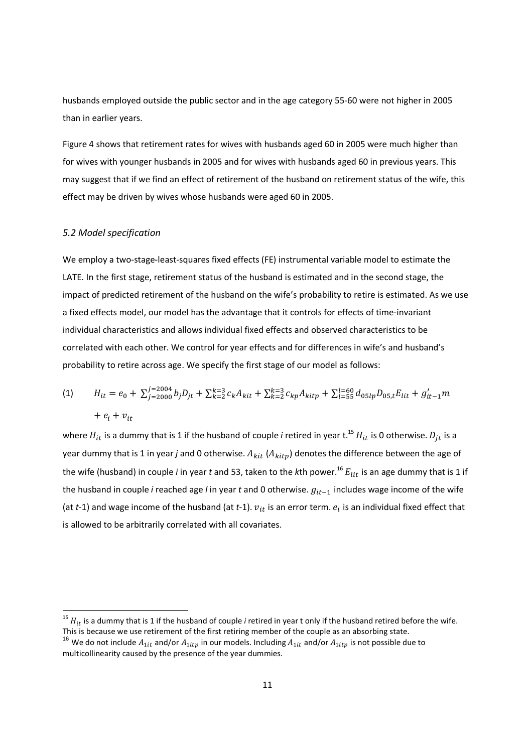husbands employed outside the public sector and in the age category 55-60 were not higher in 2005 than in earlier years.

Figure 4 shows that retirement rates for wives with husbands aged 60 in 2005 were much higher than for wives with younger husbands in 2005 and for wives with husbands aged 60 in previous years. This may suggest that if we find an effect of retirement of the husband on retirement status of the wife, this effect may be driven by wives whose husbands were aged 60 in 2005.

### *5.2 Model specification*

We employ a two-stage-least-squares fixed effects (FE) instrumental variable model to estimate the LATE. In the first stage, retirement status of the husband is estimated and in the second stage, the impact of predicted retirement of the husband on the wife's probability to retire is estimated. As we use a fixed effects model, our model has the advantage that it controls for effects of time-invariant individual characteristics and allows individual fixed effects and observed characteristics to be correlated with each other. We control for year effects and for differences in wife's and husband's probability to retire across age. We specify the first stage of our model as follows:

$$(1) \qquad H_{it} = e_0 + \sum_{j=2000}^{j=2004} b_j D_{jt} + \sum_{k=2}^{k=3} c_k A_{kit} + \sum_{k=2}^{k=3} c_{kp} A_{kitp} + \sum_{l=55}^{l=60} d_{05lp} D_{05,t} E_{lit} + g'_{it-1} m + e_i + v_{it}$$

where $H_{it}$ is a dummy that is 1 if the husband of couple *i* retired in year t.[15] $H_{it}$ is 0 otherwise. $D_{jt}$ is a year dummy that is 1 in year *j* and 0 otherwise. $A_{kit}$ ($A_{kitp}$) denotes the difference between the age of the wife (husband) in couple *i* in year *t* and 53, taken to the *k*th power.[16] $E_{lit}$ is an age dummy that is 1 if the husband in couple *i* reached age *l* in year *t* and 0 otherwise. $g_{it-1}$ includes wage income of the wife (at *t*-1) and wage income of the husband (at *t*-1). $v_{it}$ is an error term. $e_i$ is an individual fixed effect that is allowed to be arbitrarily correlated with all covariates.

[15] $H_{it}$ is a dummy that is 1 if the husband of couple *i* retired in year t only if the husband retired before the wife. This is because we use retirement of the first retiring member of the couple as an absorbing state.

[16] We do not include $A_{1it}$ and/or $A_{1itp}$ in our models. Including $A_{1it}$ and/or $A_{1itp}$ is not possible due to multicollinearity caused by the presence of the year dummies.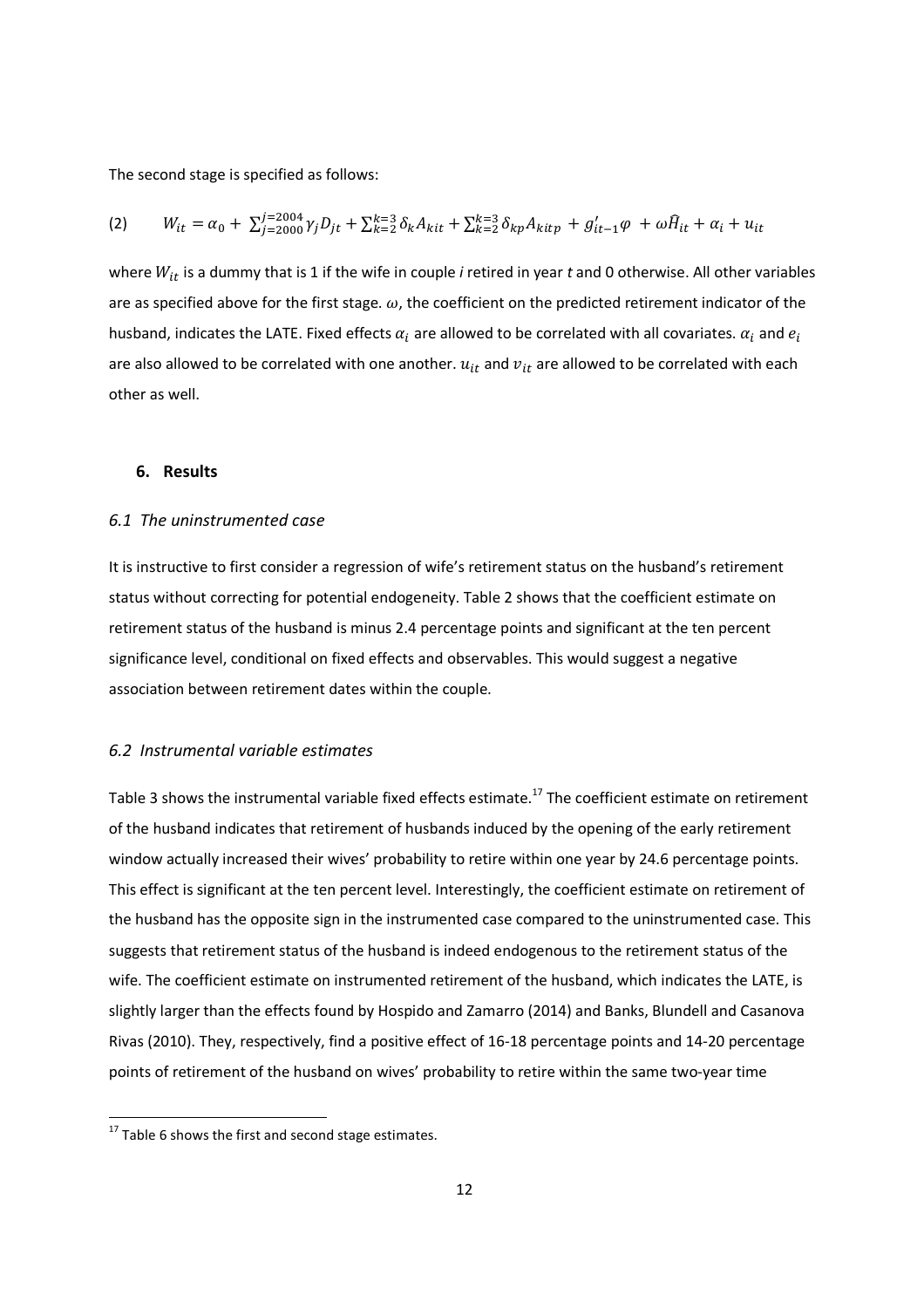The second stage is specified as follows:

$$(2) \qquad W_{it} = \alpha_0 + \sum_{j=2000}^{j=2004} \gamma_j D_{jt} + \sum_{k=2}^{k=3} \delta_k A_{kit} + \sum_{k=2}^{k=3} \delta_{kp} A_{kitp} + g'_{it-1}\varphi + \omega \widehat{H}_{it} + \alpha_i + u_{it}$$

where $W_{it}$ is a dummy that is 1 if the wife in couple *i* retired in year *t* and 0 otherwise. All other variables are as specified above for the first stage. $\omega$, the coefficient on the predicted retirement indicator of the husband, indicates the LATE. Fixed effects $\alpha_i$ are allowed to be correlated with all covariates. $\alpha_i$ and $e_i$ are also allowed to be correlated with one another. $u_{it}$ and $v_{it}$ are allowed to be correlated with each other as well.

## 6. Results

### *6.1 The uninstrumented case*

It is instructive to first consider a regression of wife's retirement status on the husband's retirement status without correcting for potential endogeneity. Table 2 shows that the coefficient estimate on retirement status of the husband is minus 2.4 percentage points and significant at the ten percent significance level, conditional on fixed effects and observables. This would suggest a negative association between retirement dates within the couple.

### *6.2 Instrumental variable estimates*

Table 3 shows the instrumental variable fixed effects estimate.[17] The coefficient estimate on retirement of the husband indicates that retirement of husbands induced by the opening of the early retirement window actually increased their wives' probability to retire within one year by 24.6 percentage points. This effect is significant at the ten percent level. Interestingly, the coefficient estimate on retirement of the husband has the opposite sign in the instrumented case compared to the uninstrumented case. This suggests that retirement status of the husband is indeed endogenous to the retirement status of the wife. The coefficient estimate on instrumented retirement of the husband, which indicates the LATE, is slightly larger than the effects found by Hospido and Zamarro (2014) and Banks, Blundell and Casanova Rivas (2010). They, respectively, find a positive effect of 16-18 percentage points and 14-20 percentage points of retirement of the husband on wives' probability to retire within the same two-year time

[17] Table 6 shows the first and second stage estimates.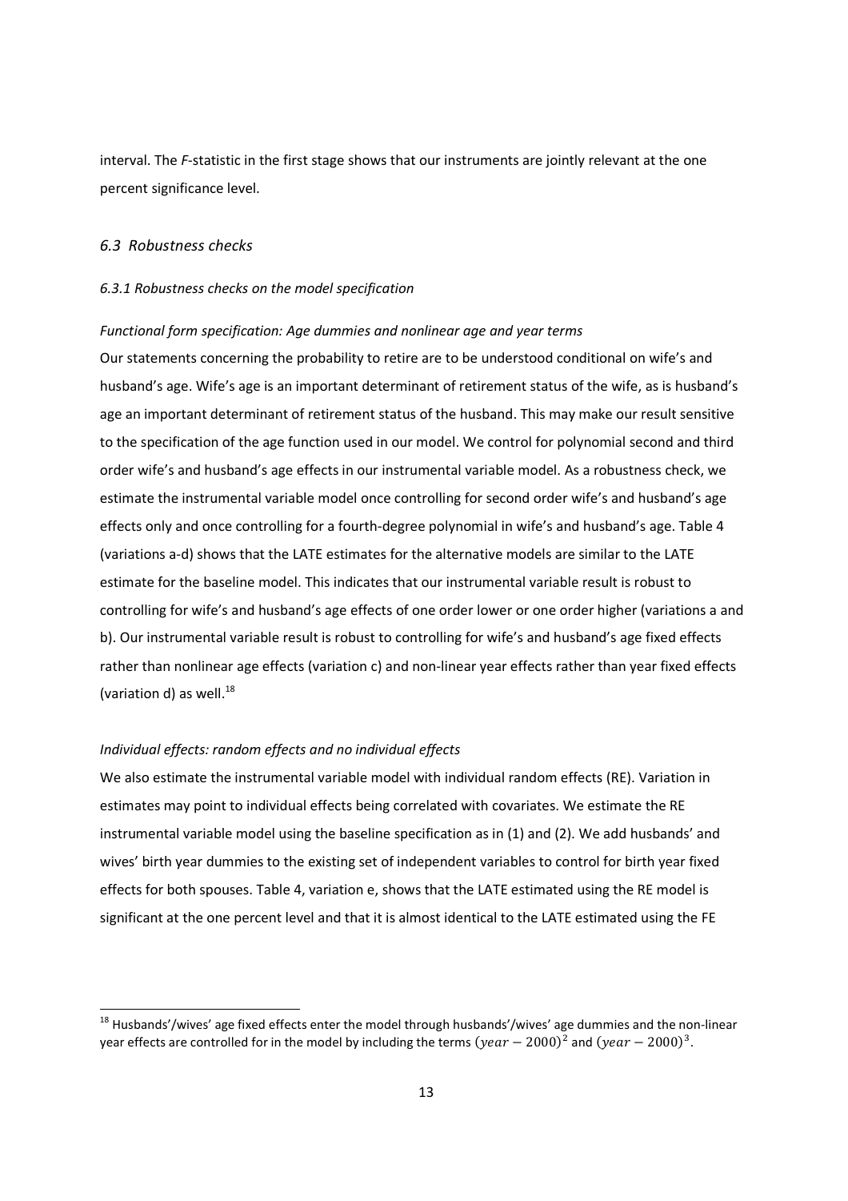interval. The *F*-statistic in the first stage shows that our instruments are jointly relevant at the one percent significance level.

### *6.3 Robustness checks*

#### *6.3.1 Robustness checks on the model specification*

*Functional form specification: Age dummies and nonlinear age and year terms*

Our statements concerning the probability to retire are to be understood conditional on wife's and husband's age. Wife's age is an important determinant of retirement status of the wife, as is husband's age an important determinant of retirement status of the husband. This may make our result sensitive to the specification of the age function used in our model. We control for polynomial second and third order wife's and husband's age effects in our instrumental variable model. As a robustness check, we estimate the instrumental variable model once controlling for second order wife's and husband's age effects only and once controlling for a fourth-degree polynomial in wife's and husband's age. Table 4 (variations a-d) shows that the LATE estimates for the alternative models are similar to the LATE estimate for the baseline model. This indicates that our instrumental variable result is robust to controlling for wife's and husband's age effects of one order lower or one order higher (variations a and b). Our instrumental variable result is robust to controlling for wife's and husband's age fixed effects rather than nonlinear age effects (variation c) and non-linear year effects rather than year fixed effects (variation d) as well.[18]

*Individual effects: random effects and no individual effects*

We also estimate the instrumental variable model with individual random effects (RE). Variation in estimates may point to individual effects being correlated with covariates. We estimate the RE instrumental variable model using the baseline specification as in (1) and (2). We add husbands' and wives' birth year dummies to the existing set of independent variables to control for birth year fixed effects for both spouses. Table 4, variation e, shows that the LATE estimated using the RE model is significant at the one percent level and that it is almost identical to the LATE estimated using the FE

[18] Husbands'/wives' age fixed effects enter the model through husbands'/wives' age dummies and the non-linear year effects are controlled for in the model by including the terms $(year - 2000)^2$ and $(year - 2000)^3$.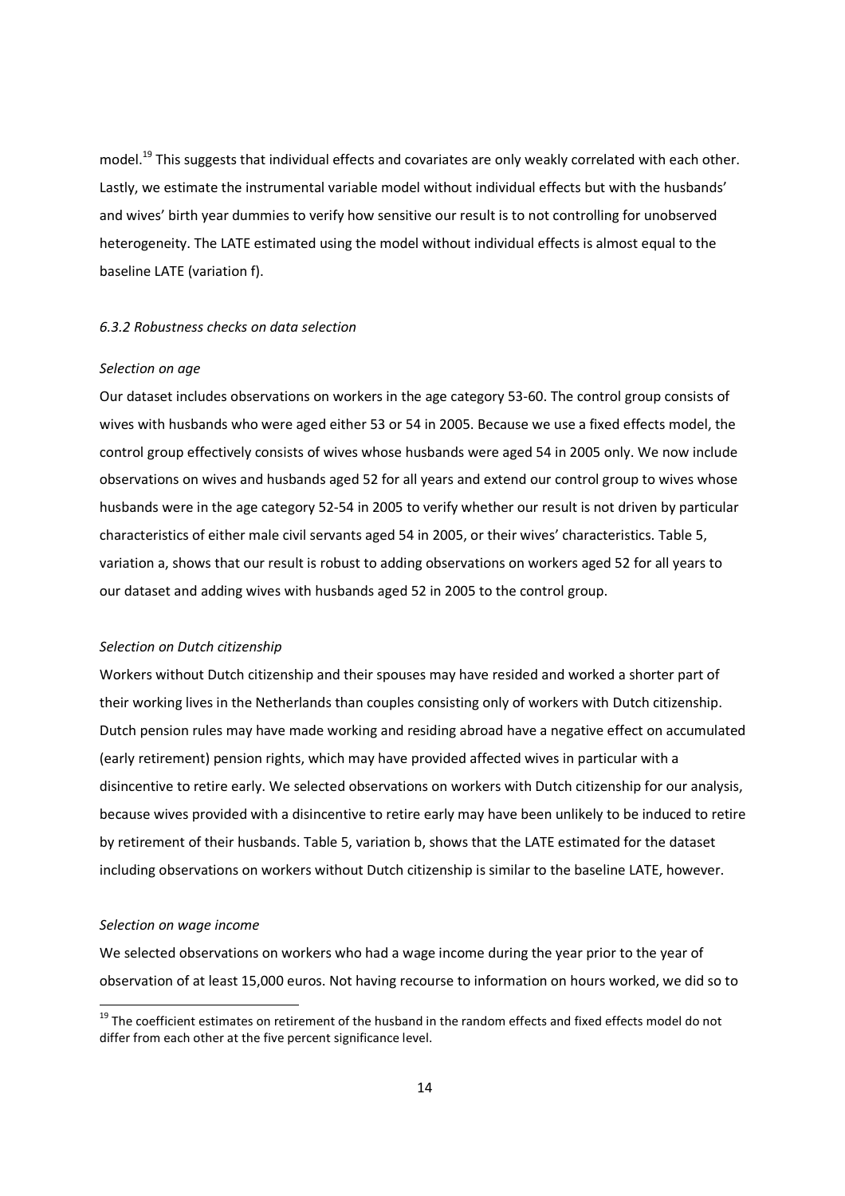model.[19] This suggests that individual effects and covariates are only weakly correlated with each other. Lastly, we estimate the instrumental variable model without individual effects but with the husbands' and wives' birth year dummies to verify how sensitive our result is to not controlling for unobserved heterogeneity. The LATE estimated using the model without individual effects is almost equal to the baseline LATE (variation f).

*6.3.2 Robustness checks on data selection*

*Selection on age*

Our dataset includes observations on workers in the age category 53-60. The control group consists of wives with husbands who were aged either 53 or 54 in 2005. Because we use a fixed effects model, the control group effectively consists of wives whose husbands were aged 54 in 2005 only. We now include observations on wives and husbands aged 52 for all years and extend our control group to wives whose husbands were in the age category 52-54 in 2005 to verify whether our result is not driven by particular characteristics of either male civil servants aged 54 in 2005, or their wives' characteristics. Table 5, variation a, shows that our result is robust to adding observations on workers aged 52 for all years to our dataset and adding wives with husbands aged 52 in 2005 to the control group.

*Selection on Dutch citizenship*

Workers without Dutch citizenship and their spouses may have resided and worked a shorter part of their working lives in the Netherlands than couples consisting only of workers with Dutch citizenship. Dutch pension rules may have made working and residing abroad have a negative effect on accumulated (early retirement) pension rights, which may have provided affected wives in particular with a disincentive to retire early. We selected observations on workers with Dutch citizenship for our analysis, because wives provided with a disincentive to retire early may have been unlikely to be induced to retire by retirement of their husbands. Table 5, variation b, shows that the LATE estimated for the dataset including observations on workers without Dutch citizenship is similar to the baseline LATE, however.

*Selection on wage income*

We selected observations on workers who had a wage income during the year prior to the year of observation of at least 15,000 euros. Not having recourse to information on hours worked, we did so to

[19] The coefficient estimates on retirement of the husband in the random effects and fixed effects model do not differ from each other at the five percent significance level.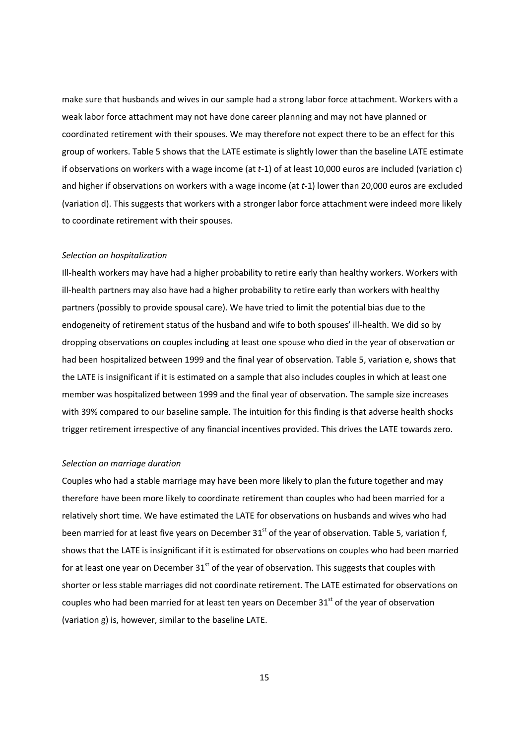make sure that husbands and wives in our sample had a strong labor force attachment. Workers with a weak labor force attachment may not have done career planning and may not have planned or coordinated retirement with their spouses. We may therefore not expect there to be an effect for this group of workers. Table 5 shows that the LATE estimate is slightly lower than the baseline LATE estimate if observations on workers with a wage income (at $t$-1) of at least 10,000 euros are included (variation c) and higher if observations on workers with a wage income (at $t$-1) lower than 20,000 euros are excluded (variation d). This suggests that workers with a stronger labor force attachment were indeed more likely to coordinate retirement with their spouses.

*Selection on hospitalization*

Ill-health workers may have had a higher probability to retire early than healthy workers. Workers with ill-health partners may also have had a higher probability to retire early than workers with healthy partners (possibly to provide spousal care). We have tried to limit the potential bias due to the endogeneity of retirement status of the husband and wife to both spouses' ill-health. We did so by dropping observations on couples including at least one spouse who died in the year of observation or had been hospitalized between 1999 and the final year of observation. Table 5, variation e, shows that the LATE is insignificant if it is estimated on a sample that also includes couples in which at least one member was hospitalized between 1999 and the final year of observation. The sample size increases with 39% compared to our baseline sample. The intuition for this finding is that adverse health shocks trigger retirement irrespective of any financial incentives provided. This drives the LATE towards zero.

*Selection on marriage duration*

Couples who had a stable marriage may have been more likely to plan the future together and may therefore have been more likely to coordinate retirement than couples who had been married for a relatively short time. We have estimated the LATE for observations on husbands and wives who had been married for at least five years on December 31st of the year of observation. Table 5, variation f, shows that the LATE is insignificant if it is estimated for observations on couples who had been married for at least one year on December 31st of the year of observation. This suggests that couples with shorter or less stable marriages did not coordinate retirement. The LATE estimated for observations on couples who had been married for at least ten years on December 31st of the year of observation (variation g) is, however, similar to the baseline LATE.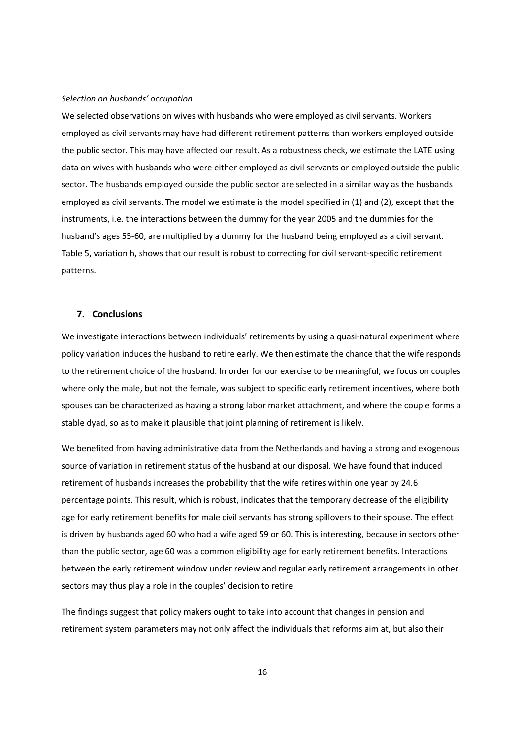*Selection on husbands' occupation*

We selected observations on wives with husbands who were employed as civil servants. Workers employed as civil servants may have had different retirement patterns than workers employed outside the public sector. This may have affected our result. As a robustness check, we estimate the LATE using data on wives with husbands who were either employed as civil servants or employed outside the public sector. The husbands employed outside the public sector are selected in a similar way as the husbands employed as civil servants. The model we estimate is the model specified in (1) and (2), except that the instruments, i.e. the interactions between the dummy for the year 2005 and the dummies for the husband's ages 55-60, are multiplied by a dummy for the husband being employed as a civil servant. Table 5, variation h, shows that our result is robust to correcting for civil servant-specific retirement patterns.

## 7. Conclusions

We investigate interactions between individuals' retirements by using a quasi-natural experiment where policy variation induces the husband to retire early. We then estimate the chance that the wife responds to the retirement choice of the husband. In order for our exercise to be meaningful, we focus on couples where only the male, but not the female, was subject to specific early retirement incentives, where both spouses can be characterized as having a strong labor market attachment, and where the couple forms a stable dyad, so as to make it plausible that joint planning of retirement is likely.

We benefited from having administrative data from the Netherlands and having a strong and exogenous source of variation in retirement status of the husband at our disposal. We have found that induced retirement of husbands increases the probability that the wife retires within one year by 24.6 percentage points. This result, which is robust, indicates that the temporary decrease of the eligibility age for early retirement benefits for male civil servants has strong spillovers to their spouse. The effect is driven by husbands aged 60 who had a wife aged 59 or 60. This is interesting, because in sectors other than the public sector, age 60 was a common eligibility age for early retirement benefits. Interactions between the early retirement window under review and regular early retirement arrangements in other sectors may thus play a role in the couples' decision to retire.

The findings suggest that policy makers ought to take into account that changes in pension and retirement system parameters may not only affect the individuals that reforms aim at, but also their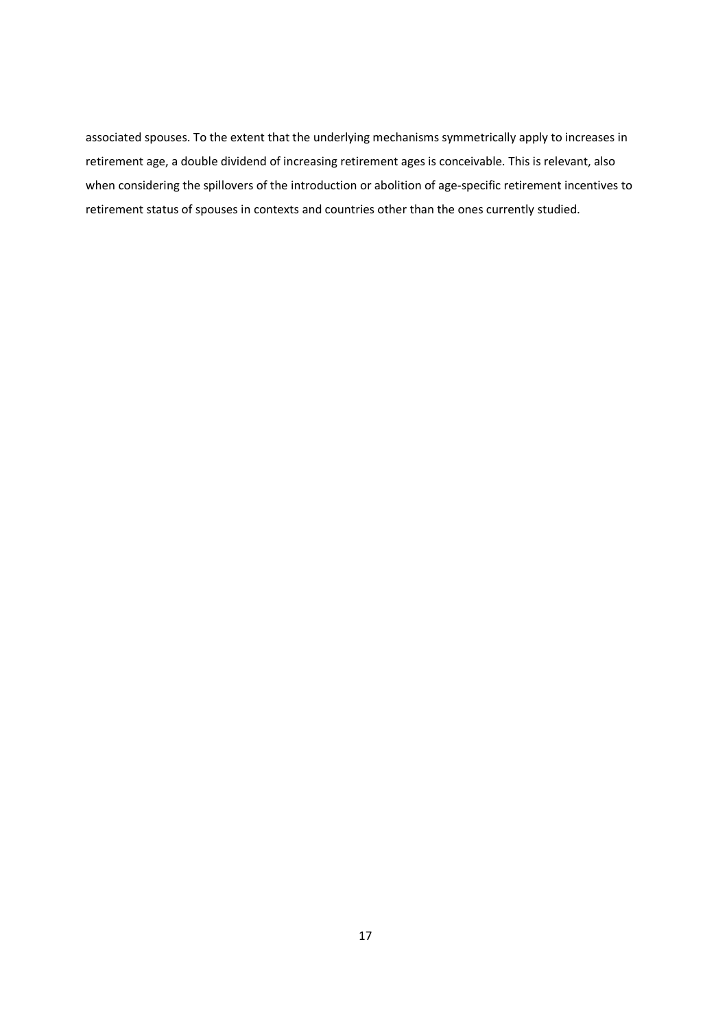associated spouses. To the extent that the underlying mechanisms symmetrically apply to increases in retirement age, a double dividend of increasing retirement ages is conceivable. This is relevant, also when considering the spillovers of the introduction or abolition of age-specific retirement incentives to retirement status of spouses in contexts and countries other than the ones currently studied.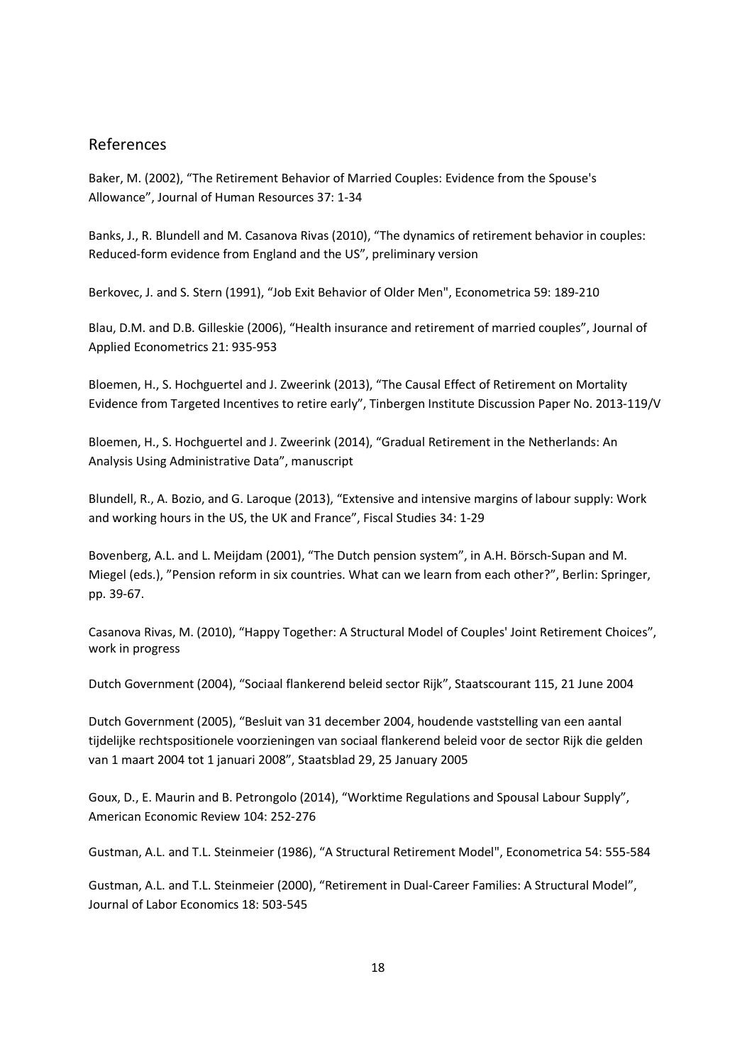## References

Baker, M. (2002), "The Retirement Behavior of Married Couples: Evidence from the Spouse's Allowance", Journal of Human Resources 37: 1-34

Banks, J., R. Blundell and M. Casanova Rivas (2010), "The dynamics of retirement behavior in couples: Reduced-form evidence from England and the US", preliminary version

Berkovec, J. and S. Stern (1991), "Job Exit Behavior of Older Men", Econometrica 59: 189-210

Blau, D.M. and D.B. Gilleskie (2006), "Health insurance and retirement of married couples", Journal of Applied Econometrics 21: 935-953

Bloemen, H., S. Hochguertel and J. Zweerink (2013), "The Causal Effect of Retirement on Mortality Evidence from Targeted Incentives to retire early", Tinbergen Institute Discussion Paper No. 2013-119/V

Bloemen, H., S. Hochguertel and J. Zweerink (2014), "Gradual Retirement in the Netherlands: An Analysis Using Administrative Data", manuscript

Blundell, R., A. Bozio, and G. Laroque (2013), "Extensive and intensive margins of labour supply: Work and working hours in the US, the UK and France", Fiscal Studies 34: 1-29

Bovenberg, A.L. and L. Meijdam (2001), "The Dutch pension system", in A.H. Börsch-Supan and M. Miegel (eds.), "Pension reform in six countries. What can we learn from each other?", Berlin: Springer, pp. 39-67.

Casanova Rivas, M. (2010), "Happy Together: A Structural Model of Couples' Joint Retirement Choices", work in progress

Dutch Government (2004), "Sociaal flankerend beleid sector Rijk", Staatscourant 115, 21 June 2004

Dutch Government (2005), "Besluit van 31 december 2004, houdende vaststelling van een aantal tijdelijke rechtspositionele voorzieningen van sociaal flankerend beleid voor de sector Rijk die gelden van 1 maart 2004 tot 1 januari 2008", Staatsblad 29, 25 January 2005

Goux, D., E. Maurin and B. Petrongolo (2014), "Worktime Regulations and Spousal Labour Supply", American Economic Review 104: 252-276

Gustman, A.L. and T.L. Steinmeier (1986), "A Structural Retirement Model", Econometrica 54: 555-584

Gustman, A.L. and T.L. Steinmeier (2000), "Retirement in Dual-Career Families: A Structural Model", Journal of Labor Economics 18: 503-545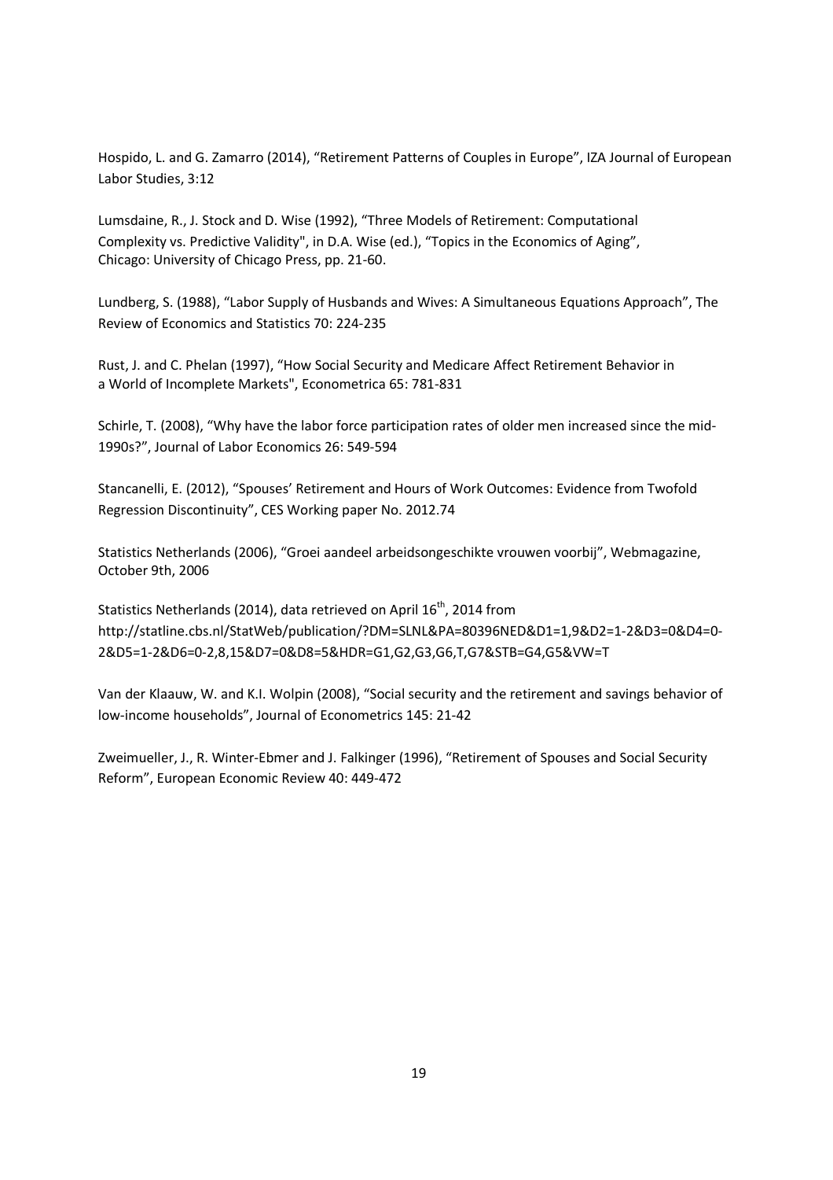Hospido, L. and G. Zamarro (2014), "Retirement Patterns of Couples in Europe", IZA Journal of European Labor Studies, 3:12

Lumsdaine, R., J. Stock and D. Wise (1992), "Three Models of Retirement: Computational Complexity vs. Predictive Validity", in D.A. Wise (ed.), "Topics in the Economics of Aging", Chicago: University of Chicago Press, pp. 21-60.

Lundberg, S. (1988), "Labor Supply of Husbands and Wives: A Simultaneous Equations Approach", The Review of Economics and Statistics 70: 224-235

Rust, J. and C. Phelan (1997), "How Social Security and Medicare Affect Retirement Behavior in a World of Incomplete Markets", Econometrica 65: 781-831

Schirle, T. (2008), "Why have the labor force participation rates of older men increased since the mid-1990s?", Journal of Labor Economics 26: 549-594

Stancanelli, E. (2012), "Spouses' Retirement and Hours of Work Outcomes: Evidence from Twofold Regression Discontinuity", CES Working paper No. 2012.74

Statistics Netherlands (2006), "Groei aandeel arbeidsongeschikte vrouwen voorbij", Webmagazine, October 9th, 2006

Statistics Netherlands (2014), data retrieved on April 16th, 2014 from http://statline.cbs.nl/StatWeb/publication/?DM=SLNL&PA=80396NED&D1=1,9&D2=1-2&D3=0&D4=0-2&D5=1-2&D6=0-2,8,15&D7=0&D8=5&HDR=G1,G2,G3,G6,T,G7&STB=G4,G5&VW=T

Van der Klaauw, W. and K.I. Wolpin (2008), "Social security and the retirement and savings behavior of low-income households", Journal of Econometrics 145: 21-42

Zweimueller, J., R. Winter-Ebmer and J. Falkinger (1996), "Retirement of Spouses and Social Security Reform", European Economic Review 40: 449-472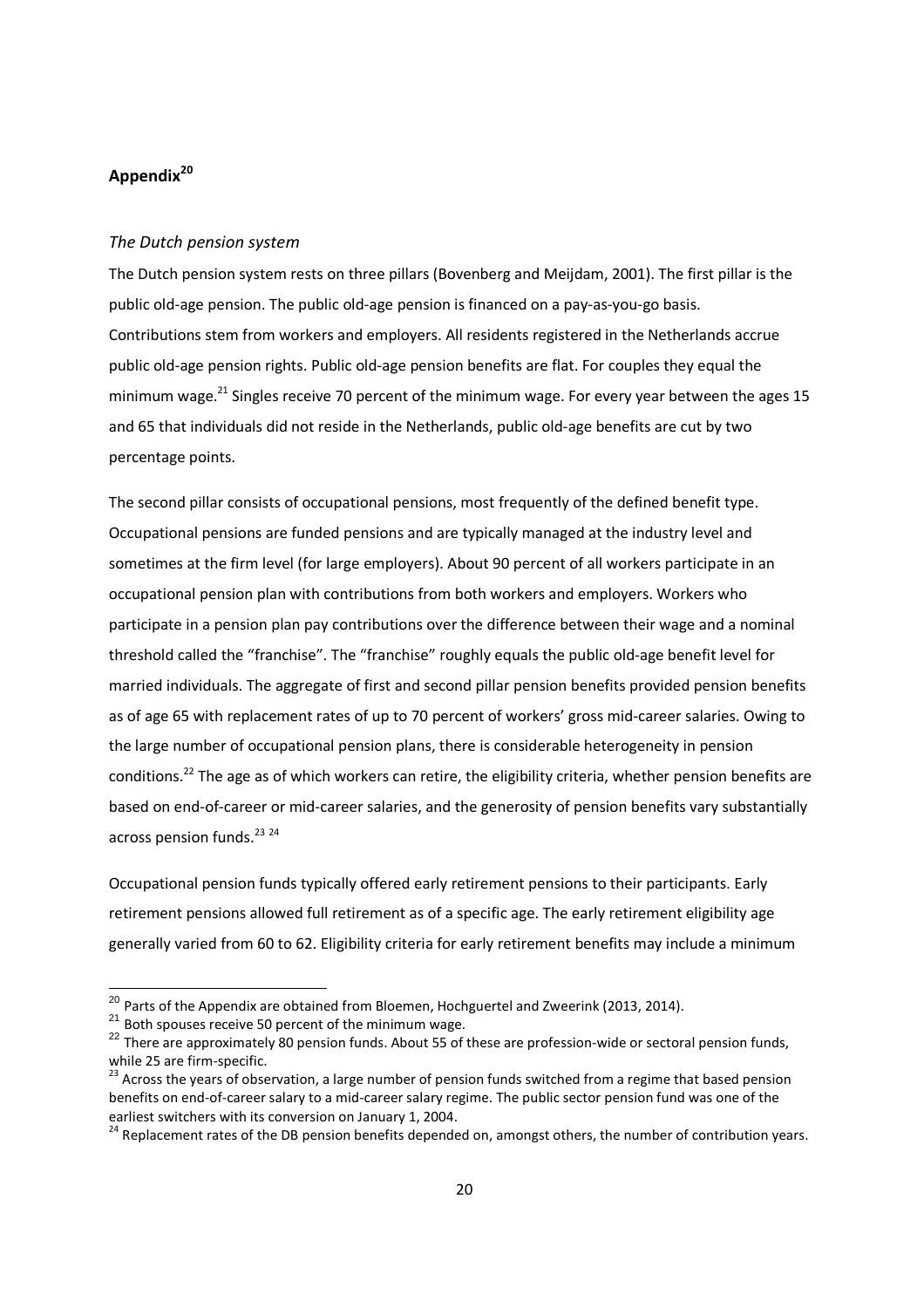## Appendix[20]

*The Dutch pension system*

The Dutch pension system rests on three pillars (Bovenberg and Meijdam, 2001). The first pillar is the public old-age pension. The public old-age pension is financed on a pay-as-you-go basis. Contributions stem from workers and employers. All residents registered in the Netherlands accrue public old-age pension rights. Public old-age pension benefits are flat. For couples they equal the minimum wage.[21] Singles receive 70 percent of the minimum wage. For every year between the ages 15 and 65 that individuals did not reside in the Netherlands, public old-age benefits are cut by two percentage points.

The second pillar consists of occupational pensions, most frequently of the defined benefit type. Occupational pensions are funded pensions and are typically managed at the industry level and sometimes at the firm level (for large employers). About 90 percent of all workers participate in an occupational pension plan with contributions from both workers and employers. Workers who participate in a pension plan pay contributions over the difference between their wage and a nominal threshold called the "franchise". The "franchise" roughly equals the public old-age benefit level for married individuals. The aggregate of first and second pillar pension benefits provided pension benefits as of age 65 with replacement rates of up to 70 percent of workers' gross mid-career salaries. Owing to the large number of occupational pension plans, there is considerable heterogeneity in pension conditions.[22] The age as of which workers can retire, the eligibility criteria, whether pension benefits are based on end-of-career or mid-career salaries, and the generosity of pension benefits vary substantially across pension funds.[23] [24]

Occupational pension funds typically offered early retirement pensions to their participants. Early retirement pensions allowed full retirement as of a specific age. The early retirement eligibility age generally varied from 60 to 62. Eligibility criteria for early retirement benefits may include a minimum

---

[20] Parts of the Appendix are obtained from Bloemen, Hochguertel and Zweerink (2013, 2014).

[21] Both spouses receive 50 percent of the minimum wage.

[22] There are approximately 80 pension funds. About 55 of these are profession-wide or sectoral pension funds, while 25 are firm-specific.

[23] Across the years of observation, a large number of pension funds switched from a regime that based pension benefits on end-of-career salary to a mid-career salary regime. The public sector pension fund was one of the earliest switchers with its conversion on January 1, 2004.

[24] Replacement rates of the DB pension benefits depended on, amongst others, the number of contribution years.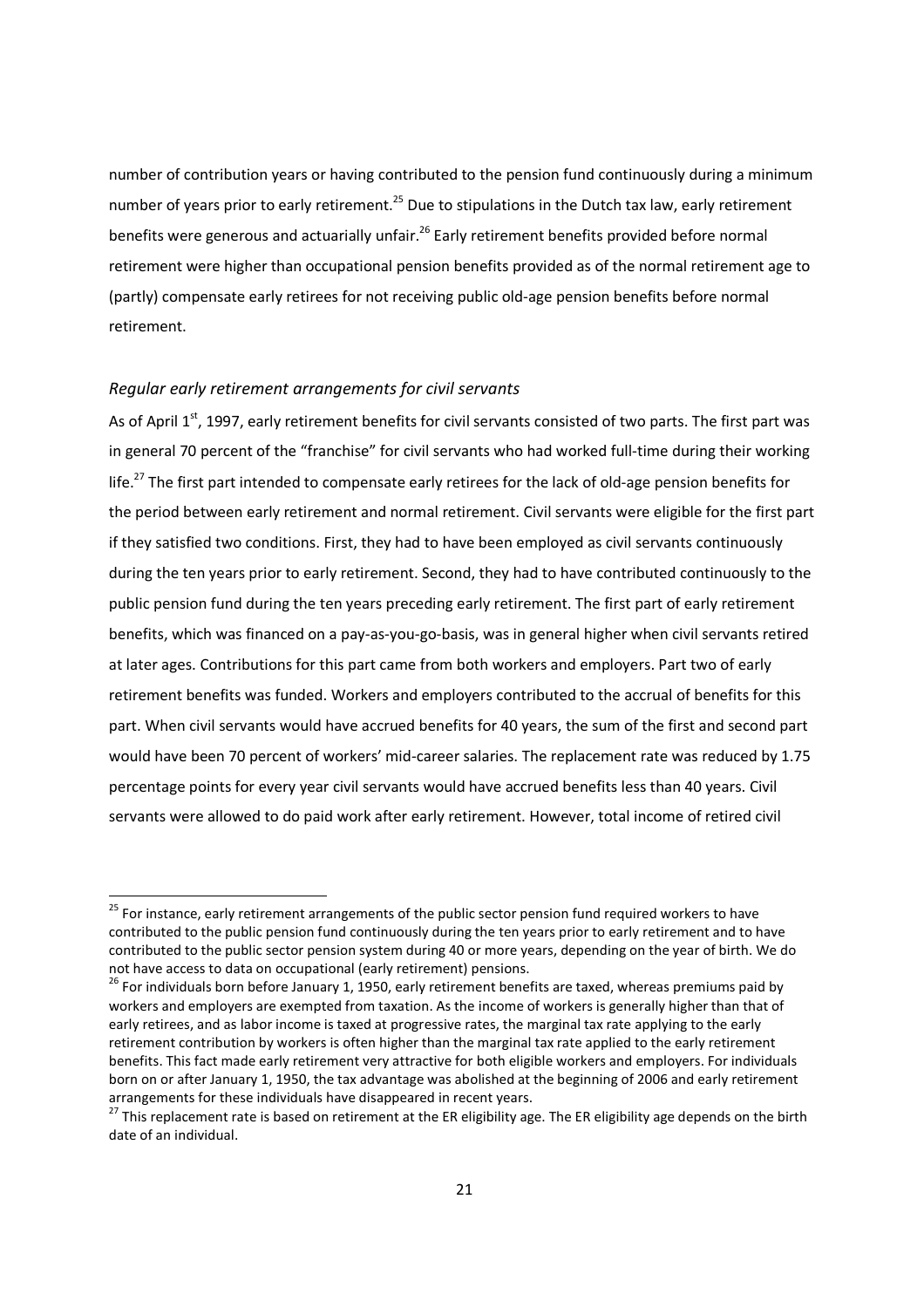number of contribution years or having contributed to the pension fund continuously during a minimum number of years prior to early retirement.[25] Due to stipulations in the Dutch tax law, early retirement benefits were generous and actuarially unfair.[26] Early retirement benefits provided before normal retirement were higher than occupational pension benefits provided as of the normal retirement age to (partly) compensate early retirees for not receiving public old-age pension benefits before normal retirement.

*Regular early retirement arrangements for civil servants*

As of April 1st, 1997, early retirement benefits for civil servants consisted of two parts. The first part was in general 70 percent of the "franchise" for civil servants who had worked full-time during their working life.[27] The first part intended to compensate early retirees for the lack of old-age pension benefits for the period between early retirement and normal retirement. Civil servants were eligible for the first part if they satisfied two conditions. First, they had to have been employed as civil servants continuously during the ten years prior to early retirement. Second, they had to have contributed continuously to the public pension fund during the ten years preceding early retirement. The first part of early retirement benefits, which was financed on a pay-as-you-go-basis, was in general higher when civil servants retired at later ages. Contributions for this part came from both workers and employers. Part two of early retirement benefits was funded. Workers and employers contributed to the accrual of benefits for this part. When civil servants would have accrued benefits for 40 years, the sum of the first and second part would have been 70 percent of workers' mid-career salaries. The replacement rate was reduced by 1.75 percentage points for every year civil servants would have accrued benefits less than 40 years. Civil servants were allowed to do paid work after early retirement. However, total income of retired civil

---

[25] For instance, early retirement arrangements of the public sector pension fund required workers to have contributed to the public pension fund continuously during the ten years prior to early retirement and to have contributed to the public sector pension system during 40 or more years, depending on the year of birth. We do not have access to data on occupational (early retirement) pensions.

[26] For individuals born before January 1, 1950, early retirement benefits are taxed, whereas premiums paid by workers and employers are exempted from taxation. As the income of workers is generally higher than that of early retirees, and as labor income is taxed at progressive rates, the marginal tax rate applying to the early retirement contribution by workers is often higher than the marginal tax rate applied to the early retirement benefits. This fact made early retirement very attractive for both eligible workers and employers. For individuals born on or after January 1, 1950, the tax advantage was abolished at the beginning of 2006 and early retirement arrangements for these individuals have disappeared in recent years.

[27] This replacement rate is based on retirement at the ER eligibility age. The ER eligibility age depends on the birth date of an individual.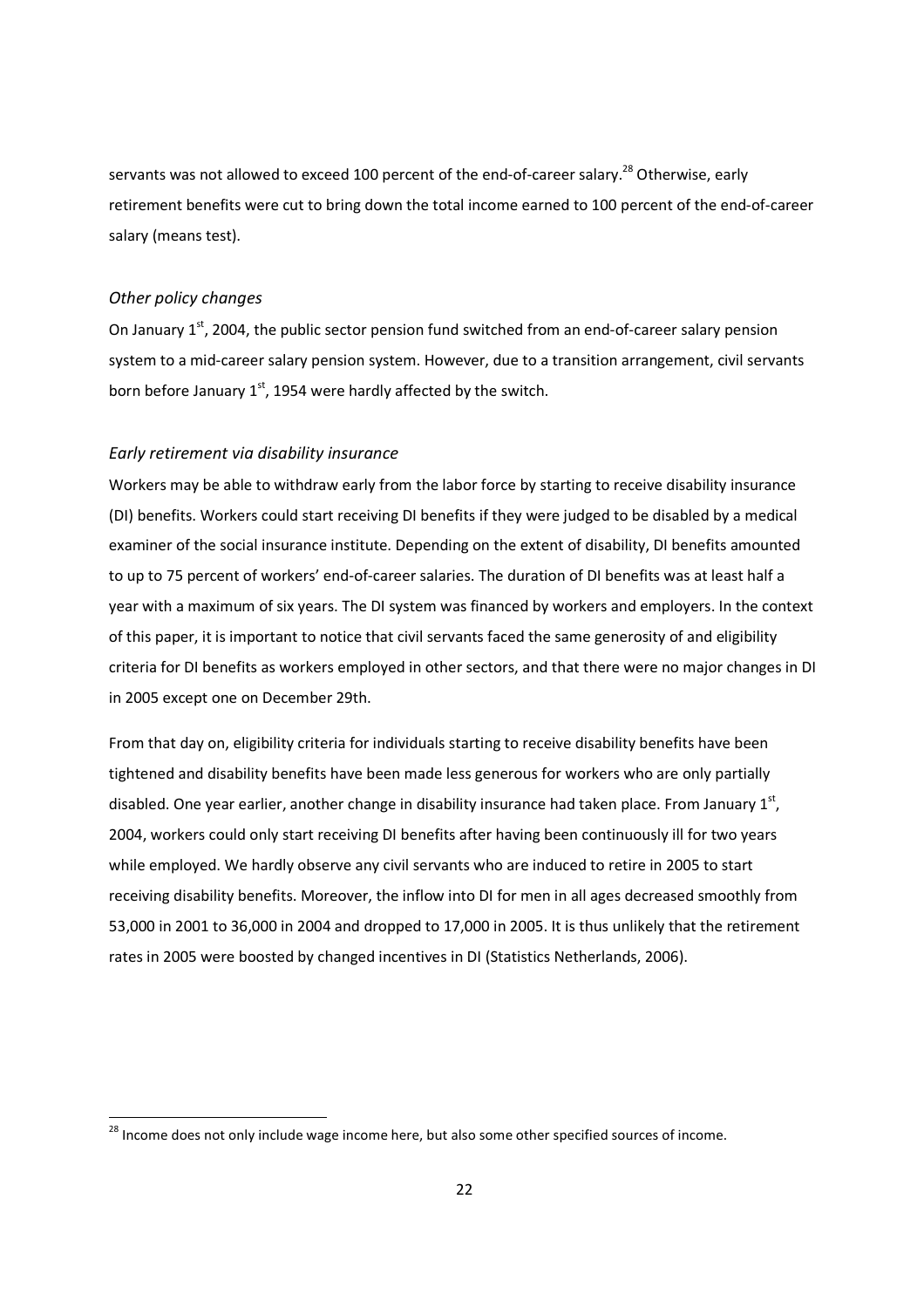servants was not allowed to exceed 100 percent of the end-of-career salary.[28] Otherwise, early retirement benefits were cut to bring down the total income earned to 100 percent of the end-of-career salary (means test).

### *Other policy changes*

On January 1st, 2004, the public sector pension fund switched from an end-of-career salary pension system to a mid-career salary pension system. However, due to a transition arrangement, civil servants born before January 1st, 1954 were hardly affected by the switch.

### *Early retirement via disability insurance*

Workers may be able to withdraw early from the labor force by starting to receive disability insurance (DI) benefits. Workers could start receiving DI benefits if they were judged to be disabled by a medical examiner of the social insurance institute. Depending on the extent of disability, DI benefits amounted to up to 75 percent of workers' end-of-career salaries. The duration of DI benefits was at least half a year with a maximum of six years. The DI system was financed by workers and employers. In the context of this paper, it is important to notice that civil servants faced the same generosity of and eligibility criteria for DI benefits as workers employed in other sectors, and that there were no major changes in DI in 2005 except one on December 29th.

From that day on, eligibility criteria for individuals starting to receive disability benefits have been tightened and disability benefits have been made less generous for workers who are only partially disabled. One year earlier, another change in disability insurance had taken place. From January 1st, 2004, workers could only start receiving DI benefits after having been continuously ill for two years while employed. We hardly observe any civil servants who are induced to retire in 2005 to start receiving disability benefits. Moreover, the inflow into DI for men in all ages decreased smoothly from 53,000 in 2001 to 36,000 in 2004 and dropped to 17,000 in 2005. It is thus unlikely that the retirement rates in 2005 were boosted by changed incentives in DI (Statistics Netherlands, 2006).

[28] Income does not only include wage income here, but also some other specified sources of income.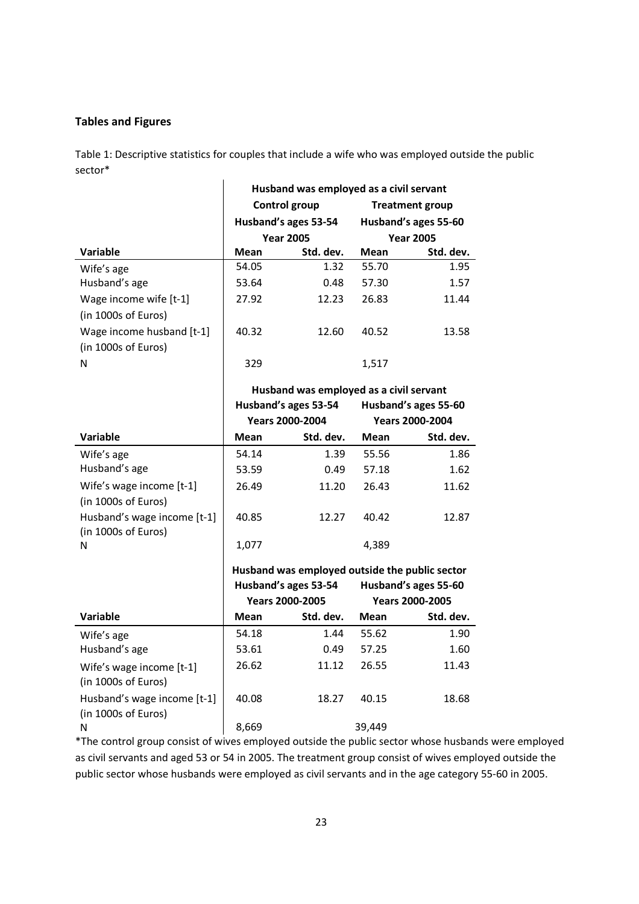## Tables and Figures

Table 1: Descriptive statistics for couples that include a wife who was employed outside the public sector*

| | Husband was employed as a civil servant | | | |
|---|---|---|---|---|
| | Control group | | Treatment group | |
| | Husband's ages 53-54 | | Husband's ages 55-60 | |
| | Year 2005 | | Year 2005 | |
| **Variable** | **Mean** | **Std. dev.** | **Mean** | **Std. dev.** |
| Wife's age | 54.05 | 1.32 | 55.70 | 1.95 |
| Husband's age | 53.64 | 0.48 | 57.30 | 1.57 |
| Wage income wife [t-1] (in 1000s of Euros) | 27.92 | 12.23 | 26.83 | 11.44 |
| Wage income husband [t-1] (in 1000s of Euros) | 40.32 | 12.60 | 40.52 | 13.58 |
| N | 329 | | 1,517 | |
| | **Husband was employed as a civil servant** | | | |
| | Husband's ages 53-54 | | Husband's ages 55-60 | |
| | Years 2000-2004 | | Years 2000-2004 | |
| **Variable** | **Mean** | **Std. dev.** | **Mean** | **Std. dev.** |
| Wife's age | 54.14 | 1.39 | 55.56 | 1.86 |
| Husband's age | 53.59 | 0.49 | 57.18 | 1.62 |
| Wife's wage income [t-1] (in 1000s of Euros) | 26.49 | 11.20 | 26.43 | 11.62 |
| Husband's wage income [t-1] (in 1000s of Euros) | 40.85 | 12.27 | 40.42 | 12.87 |
| N | 1,077 | | 4,389 | |
| | **Husband was employed outside the public sector** | | | |
| | Husband's ages 53-54 | | Husband's ages 55-60 | |
| | Years 2000-2005 | | Years 2000-2005 | |
| **Variable** | **Mean** | **Std. dev.** | **Mean** | **Std. dev.** |
| Wife's age | 54.18 | 1.44 | 55.62 | 1.90 |
| Husband's age | 53.61 | 0.49 | 57.25 | 1.60 |
| Wife's wage income [t-1] (in 1000s of Euros) | 26.62 | 11.12 | 26.55 | 11.43 |
| Husband's wage income [t-1] (in 1000s of Euros) | 40.08 | 18.27 | 40.15 | 18.68 |
| N | 8,669 | | 39,449 | |

*The control group consist of wives employed outside the public sector whose husbands were employed as civil servants and aged 53 or 54 in 2005. The treatment group consist of wives employed outside the public sector whose husbands were employed as civil servants and in the age category 55-60 in 2005.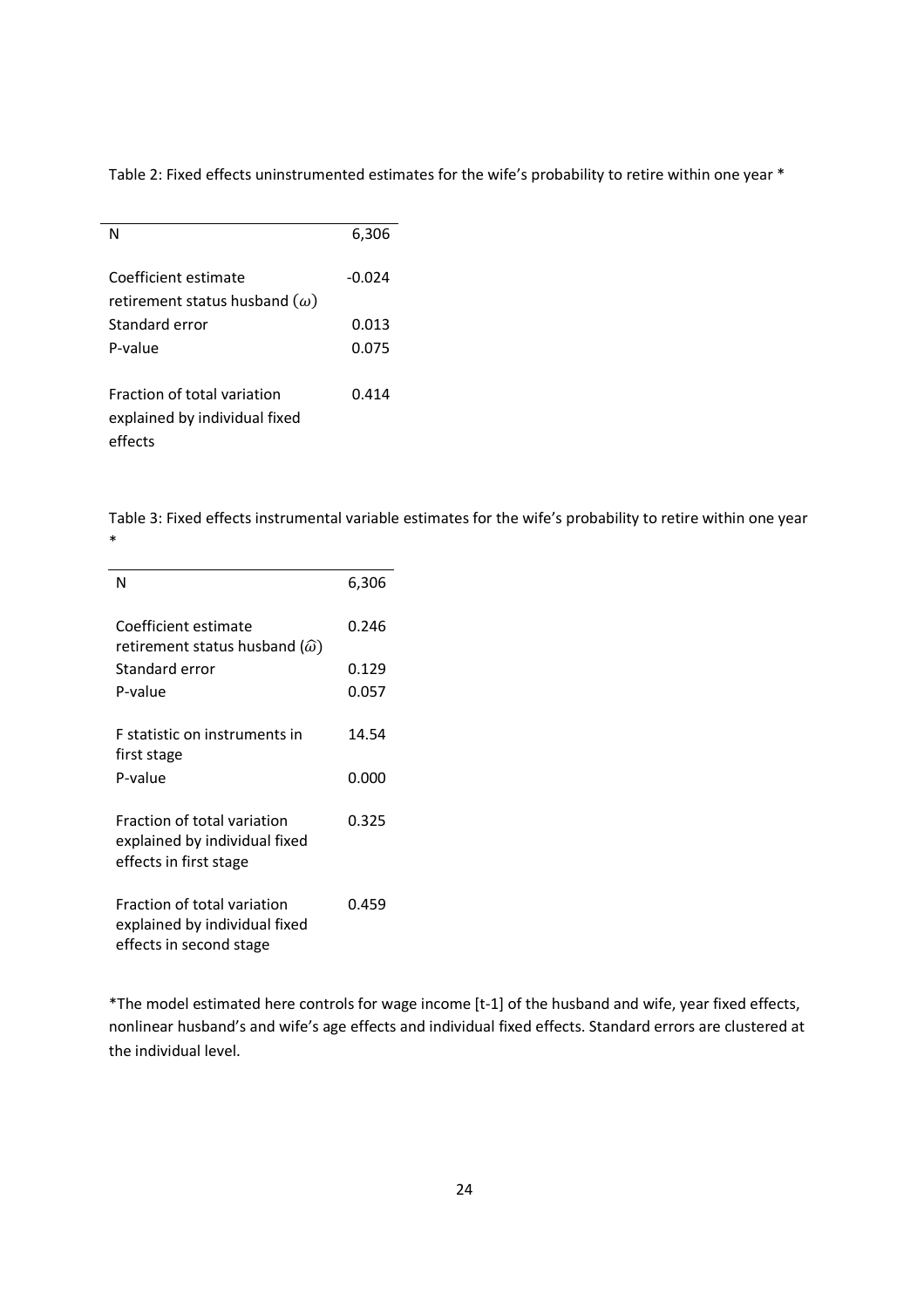Table 2: Fixed effects uninstrumented estimates for the wife's probability to retire within one year *

| | |
|---|---|
| N | 6,306 |
| Coefficient estimate retirement status husband ($\omega$) | -0.024 |
| Standard error | 0.013 |
| P-value | 0.075 |
| Fraction of total variation explained by individual fixed effects | 0.414 |

Table 3: Fixed effects instrumental variable estimates for the wife's probability to retire within one year *

| | |
|---|---|
| N | 6,306 |
| Coefficient estimate retirement status husband ($\widehat{\omega}$) | 0.246 |
| Standard error | 0.129 |
| P-value | 0.057 |
| F statistic on instruments in first stage | 14.54 |
| P-value | 0.000 |
| Fraction of total variation explained by individual fixed effects in first stage | 0.325 |
| Fraction of total variation explained by individual fixed effects in second stage | 0.459 |

*The model estimated here controls for wage income [t-1] of the husband and wife, year fixed effects, nonlinear husband's and wife's age effects and individual fixed effects. Standard errors are clustered at the individual level.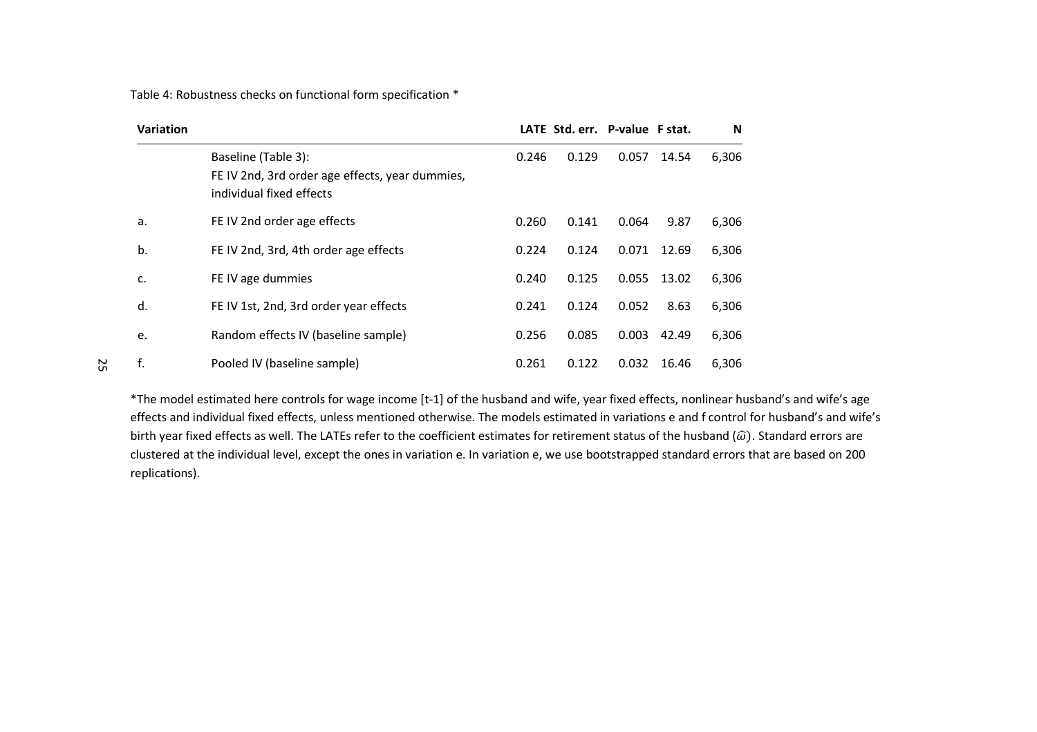Table 4: Robustness checks on functional form specification *

| Variation | | LATE | Std. err. | P-value | F stat. | N |
|---|---|---|---|---|---|---|
| | Baseline (Table 3): FE IV 2nd, 3rd order age effects, year dummies, individual fixed effects | 0.246 | 0.129 | 0.057 | 14.54 | 6,306 |
| a. | FE IV 2nd order age effects | 0.260 | 0.141 | 0.064 | 9.87 | 6,306 |
| b. | FE IV 2nd, 3rd, 4th order age effects | 0.224 | 0.124 | 0.071 | 12.69 | 6,306 |
| c. | FE IV age dummies | 0.240 | 0.125 | 0.055 | 13.02 | 6,306 |
| d. | FE IV 1st, 2nd, 3rd order year effects | 0.241 | 0.124 | 0.052 | 8.63 | 6,306 |
| e. | Random effects IV (baseline sample) | 0.256 | 0.085 | 0.003 | 42.49 | 6,306 |
| f. | Pooled IV (baseline sample) | 0.261 | 0.122 | 0.032 | 16.46 | 6,306 |

*The model estimated here controls for wage income [t-1] of the husband and wife, year fixed effects, nonlinear husband's and wife's age effects and individual fixed effects, unless mentioned otherwise. The models estimated in variations e and f control for husband's and wife's birth year fixed effects as well. The LATEs refer to the coefficient estimates for retirement status of the husband ($\hat{\omega}$). Standard errors are clustered at the individual level, except the ones in variation e. In variation e, we use bootstrapped standard errors that are based on 200 replications).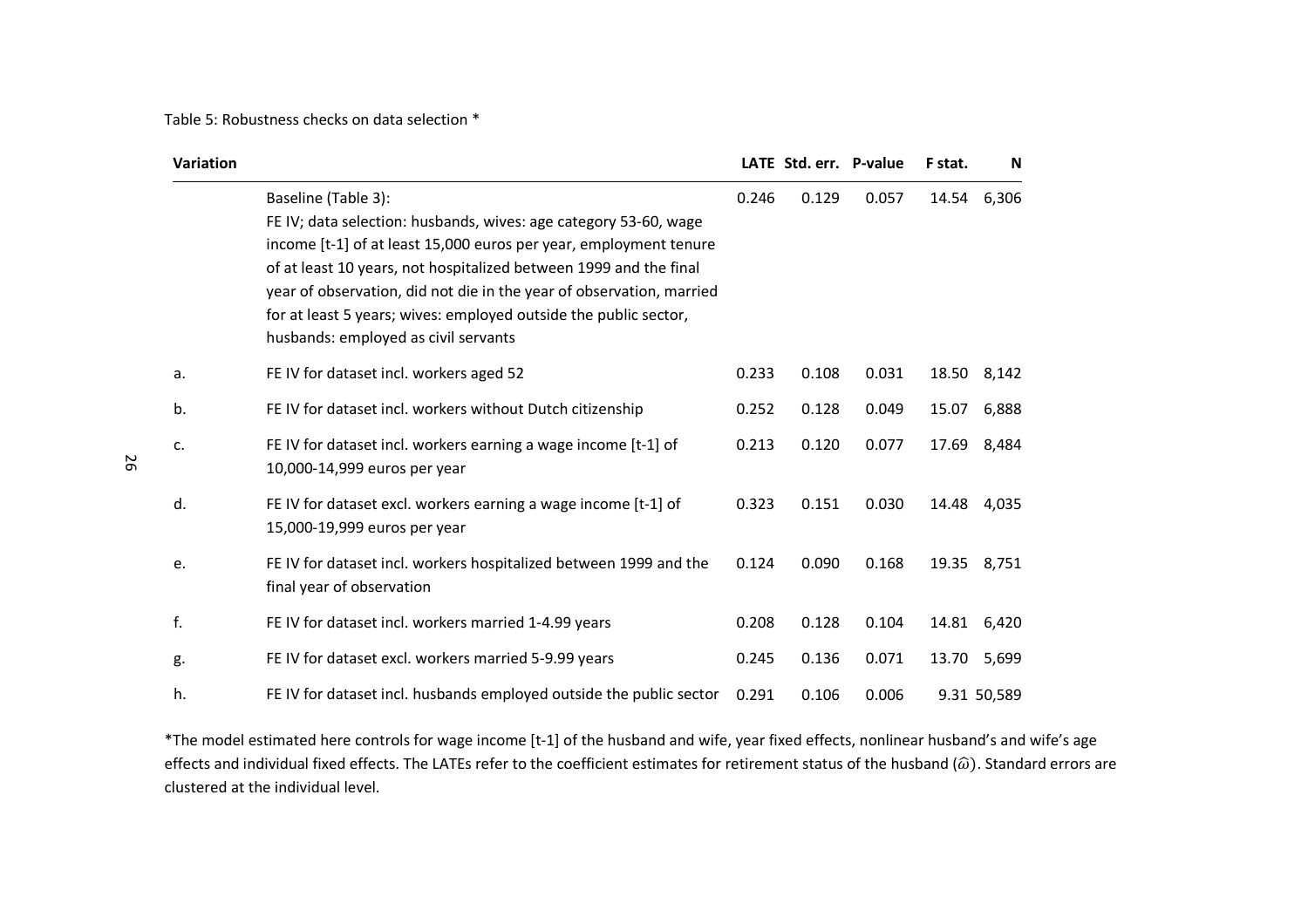Table 5: Robustness checks on data selection *

| Variation | | LATE | Std. err. | P-value | F stat. | N |
|---|---|---|---|---|---|---|
| | Baseline (Table 3): FE IV; data selection: husbands, wives: age category 53-60, wage income [t-1] of at least 15,000 euros per year, employment tenure of at least 10 years, not hospitalized between 1999 and the final year of observation, did not die in the year of observation, married for at least 5 years; wives: employed outside the public sector, husbands: employed as civil servants | 0.246 | 0.129 | 0.057 | 14.54 | 6,306 |
| a. | FE IV for dataset incl. workers aged 52 | 0.233 | 0.108 | 0.031 | 18.50 | 8,142 |
| b. | FE IV for dataset incl. workers without Dutch citizenship | 0.252 | 0.128 | 0.049 | 15.07 | 6,888 |
| c. | FE IV for dataset incl. workers earning a wage income [t-1] of 10,000-14,999 euros per year | 0.213 | 0.120 | 0.077 | 17.69 | 8,484 |
| d. | FE IV for dataset excl. workers earning a wage income [t-1] of 15,000-19,999 euros per year | 0.323 | 0.151 | 0.030 | 14.48 | 4,035 |
| e. | FE IV for dataset incl. workers hospitalized between 1999 and the final year of observation | 0.124 | 0.090 | 0.168 | 19.35 | 8,751 |
| f. | FE IV for dataset incl. workers married 1-4.99 years | 0.208 | 0.128 | 0.104 | 14.81 | 6,420 |
| g. | FE IV for dataset excl. workers married 5-9.99 years | 0.245 | 0.136 | 0.071 | 13.70 | 5,699 |
| h. | FE IV for dataset incl. husbands employed outside the public sector | 0.291 | 0.106 | 0.006 | 9.31 | 50,589 |

*The model estimated here controls for wage income [t-1] of the husband and wife, year fixed effects, nonlinear husband's and wife's age effects and individual fixed effects. The LATEs refer to the coefficient estimates for retirement status of the husband ($\hat{\omega}$). Standard errors are clustered at the individual level.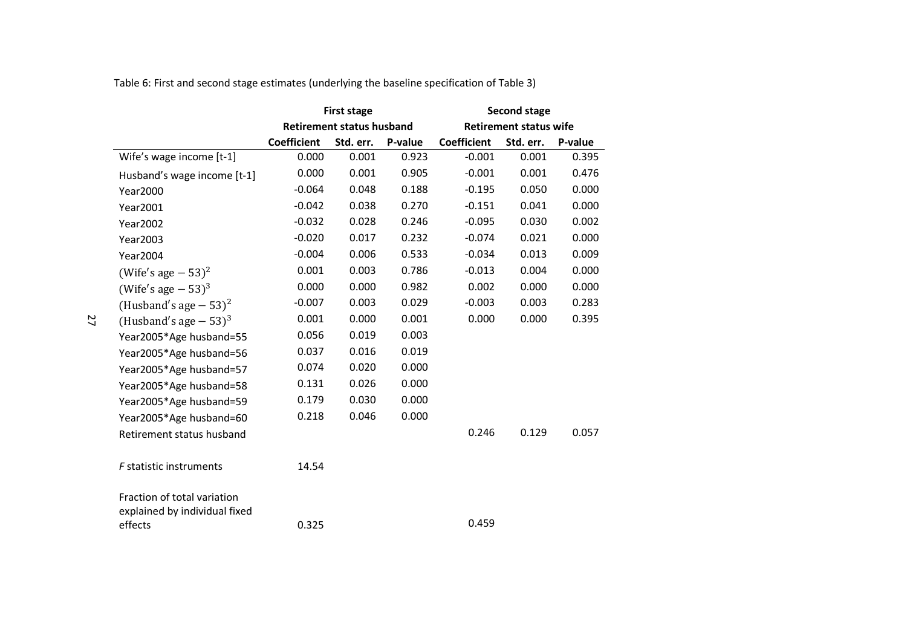Table 6: First and second stage estimates (underlying the baseline specification of Table 3)

| | First stage | | | Second stage | | |
|---|---|---|---|---|---|---|
| | Retirement status husband | | | Retirement status wife | | |
| | **Coefficient** | **Std. err.** | **P-value** | **Coefficient** | **Std. err.** | **P-value** |
| Wife's wage income [t-1] | 0.000 | 0.001 | 0.923 | -0.001 | 0.001 | 0.395 |
| Husband's wage income [t-1] | 0.000 | 0.001 | 0.905 | -0.001 | 0.001 | 0.476 |
| Year2000 | -0.064 | 0.048 | 0.188 | -0.195 | 0.050 | 0.000 |
| Year2001 | -0.042 | 0.038 | 0.270 | -0.151 | 0.041 | 0.000 |
| Year2002 | -0.032 | 0.028 | 0.246 | -0.095 | 0.030 | 0.002 |
| Year2003 | -0.020 | 0.017 | 0.232 | -0.074 | 0.021 | 0.000 |
| Year2004 | -0.004 | 0.006 | 0.533 | -0.034 | 0.013 | 0.009 |
| $(\text{Wife's age} - 53)^2$ | 0.001 | 0.003 | 0.786 | -0.013 | 0.004 | 0.000 |
| $(\text{Wife's age} - 53)^3$ | 0.000 | 0.000 | 0.982 | 0.002 | 0.000 | 0.000 |
| $(\text{Husband's age} - 53)^2$ | -0.007 | 0.003 | 0.029 | -0.003 | 0.003 | 0.283 |
| $(\text{Husband's age} - 53)^3$ | 0.001 | 0.000 | 0.001 | 0.000 | 0.000 | 0.395 |
| Year2005*Age husband=55 | 0.056 | 0.019 | 0.003 | | | |
| Year2005*Age husband=56 | 0.037 | 0.016 | 0.019 | | | |
| Year2005*Age husband=57 | 0.074 | 0.020 | 0.000 | | | |
| Year2005*Age husband=58 | 0.131 | 0.026 | 0.000 | | | |
| Year2005*Age husband=59 | 0.179 | 0.030 | 0.000 | | | |
| Year2005*Age husband=60 | 0.218 | 0.046 | 0.000 | | | |
| Retirement status husband | | | | 0.246 | 0.129 | 0.057 |
| *F* statistic instruments | 14.54 | | | | | |
| Fraction of total variation explained by individual fixed effects | 0.325 | | | 0.459 | | |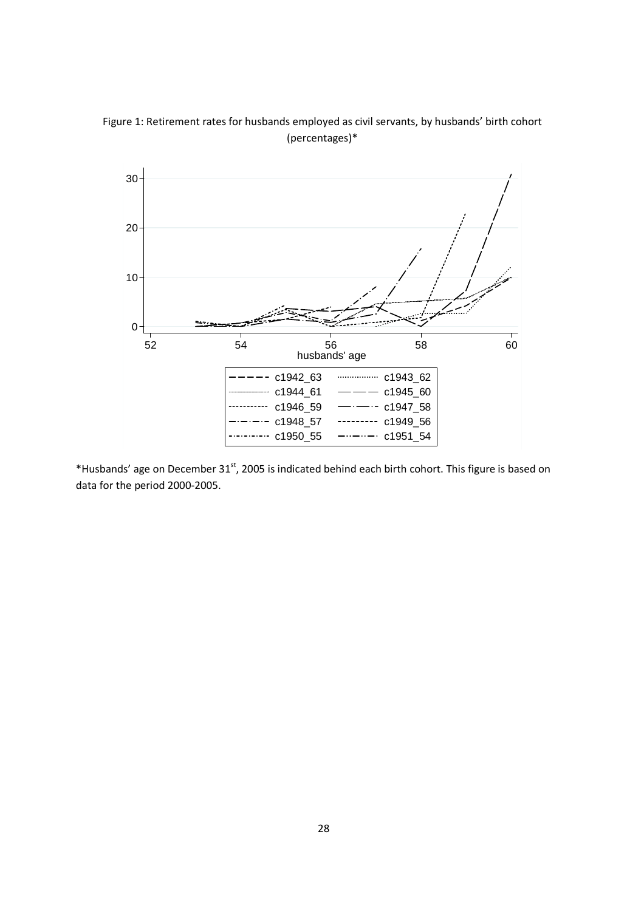Figure 1: Retirement rates for husbands employed as civil servants, by husbands' birth cohort (percentages)*

\*Husbands' age on December 31st, 2005 is indicated behind each birth cohort. This figure is based on data for the period 2000-2005.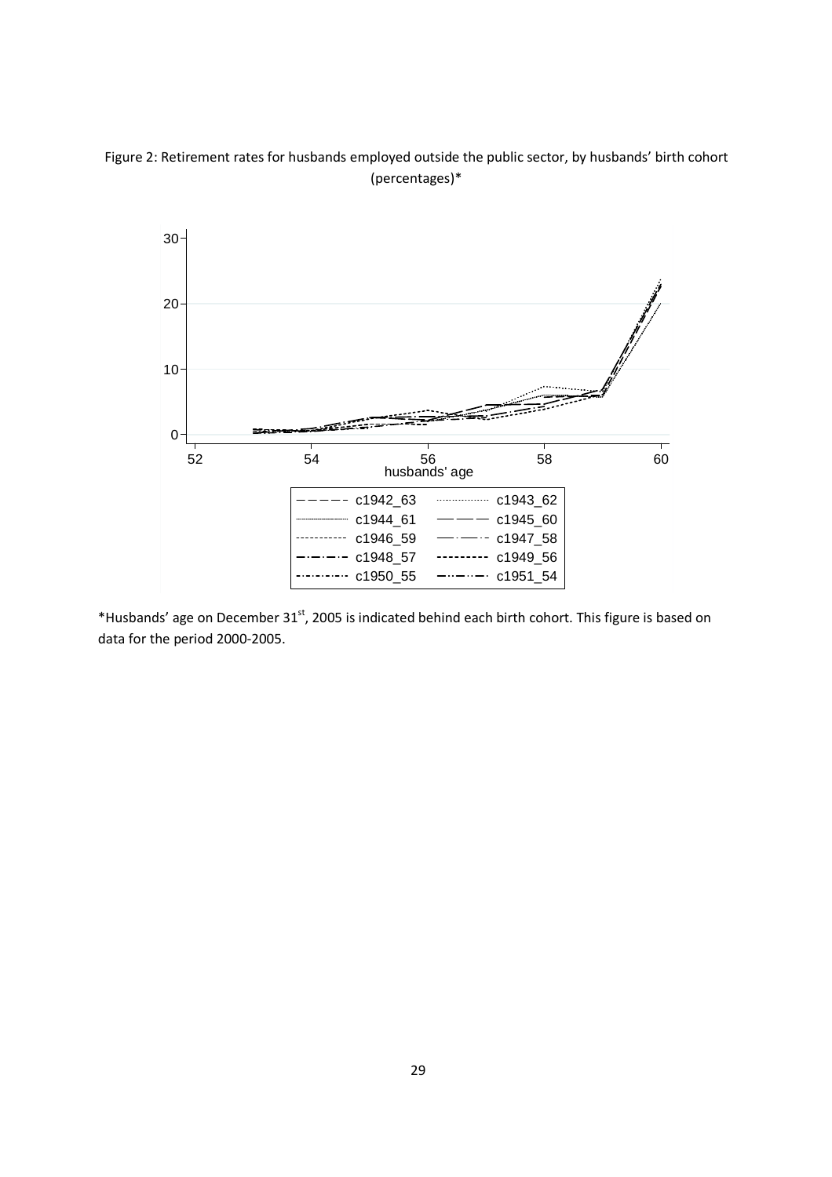Figure 2: Retirement rates for husbands employed outside the public sector, by husbands' birth cohort (percentages)*

*Husbands' age on December 31[st], 2005 is indicated behind each birth cohort. This figure is based on data for the period 2000-2005.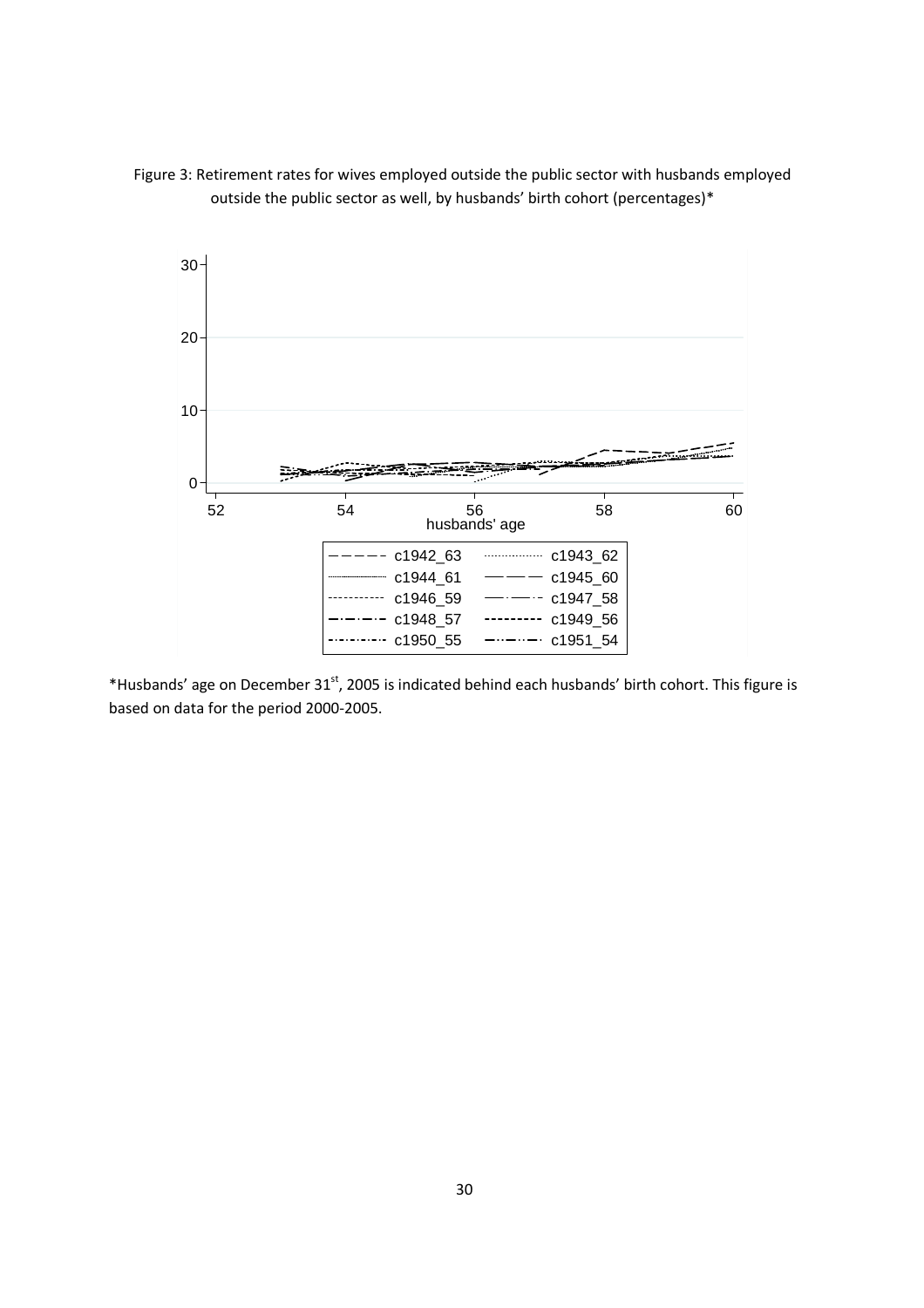Figure 3: Retirement rates for wives employed outside the public sector with husbands employed outside the public sector as well, by husbands' birth cohort (percentages)*

*Husbands' age on December 31st, 2005 is indicated behind each husbands' birth cohort. This figure is based on data for the period 2000-2005.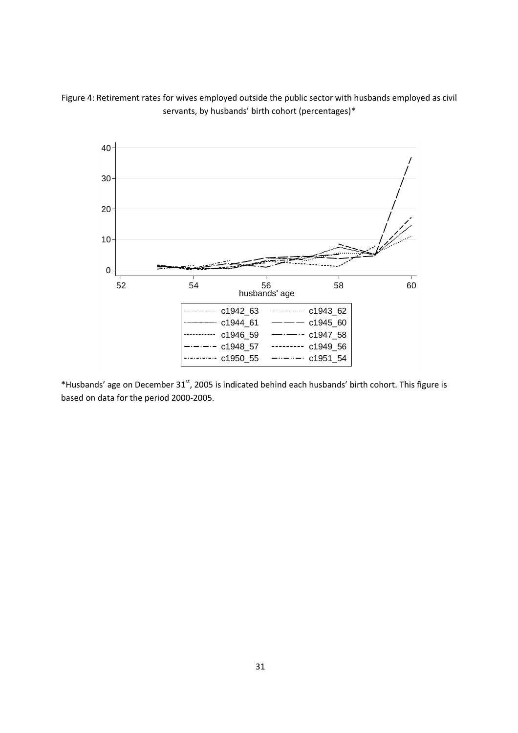Figure 4: Retirement rates for wives employed outside the public sector with husbands employed as civil servants, by husbands' birth cohort (percentages)*

40
30
20
10
0
52
54
56
58
60
husbands' age

c1942_63
c1943_62
c1944_61
c1945_60
c1946_59
c1947_58
c1948_57
c1949_56
c1950_55
c1951_54

*Husbands' age on December 31st, 2005 is indicated behind each husbands' birth cohort. This figure is based on data for the period 2000-2005.